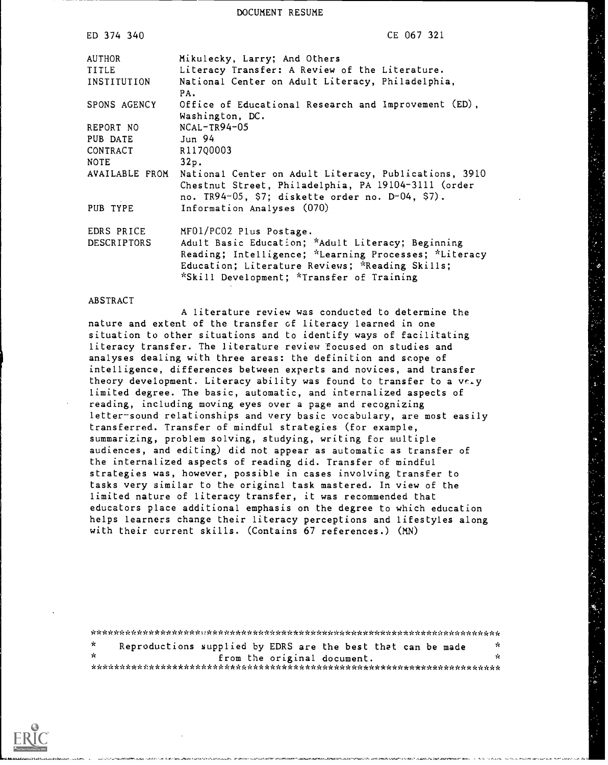# DOCUMENT RESUME

| | |
|---|---|
| ED 374 340 | CE 067 321 |
| AUTHOR | Mikulecky, Larry; And Others |
| TITLE | Literacy Transfer: A Review of the Literature. |
| INSTITUTION | National Center on Adult Literacy, Philadelphia, PA. |
| SPONS AGENCY | Office of Educational Research and Improvement (ED), Washington, DC. |
| REPORT NO | NCAL-TR94-05 |
| PUB DATE | Jun 94 |
| CONTRACT | R117Q0003 |
| NOTE | 32p. |
| AVAILABLE FROM | National Center on Adult Literacy, Publications, 3910 Chestnut Street, Philadelphia, PA 19104-3111 (order no. TR94-05, $7; diskette order no. D-04, $7). |
| PUB TYPE | Information Analyses (070) |
| EDRS PRICE | MF01/PC02 Plus Postage. |
| DESCRIPTORS | Adult Basic Education; *Adult Literacy; Beginning Reading; Intelligence; *Learning Processes; *Literacy Education; Literature Reviews; *Reading Skills; *Skill Development; *Transfer of Training |

## ABSTRACT

A literature review was conducted to determine the nature and extent of the transfer of literacy learned in one situation to other situations and to identify ways of facilitating literacy transfer. The literature review focused on studies and analyses dealing with three areas: the definition and scope of intelligence, differences between experts and novices, and transfer theory development. Literacy ability was found to transfer to a very limited degree. The basic, automatic, and internalized aspects of reading, including moving eyes over a page and recognizing letter-sound relationships and very basic vocabulary, are most easily transferred. Transfer of mindful strategies (for example, summarizing, problem solving, studying, writing for multiple audiences, and editing) did not appear as automatic as transfer of the internalized aspects of reading did. Transfer of mindful strategies was, however, possible in cases involving transfer to tasks very similar to the original task mastered. In view of the limited nature of literacy transfer, it was recommended that educators place additional emphasis on the degree to which education helps learners change their literacy perceptions and lifestyles along with their current skills. (Contains 67 references.) (MN)

***********************************************************************
* Reproductions supplied by EDRS are the best that can be made *
* from the original document. *
***********************************************************************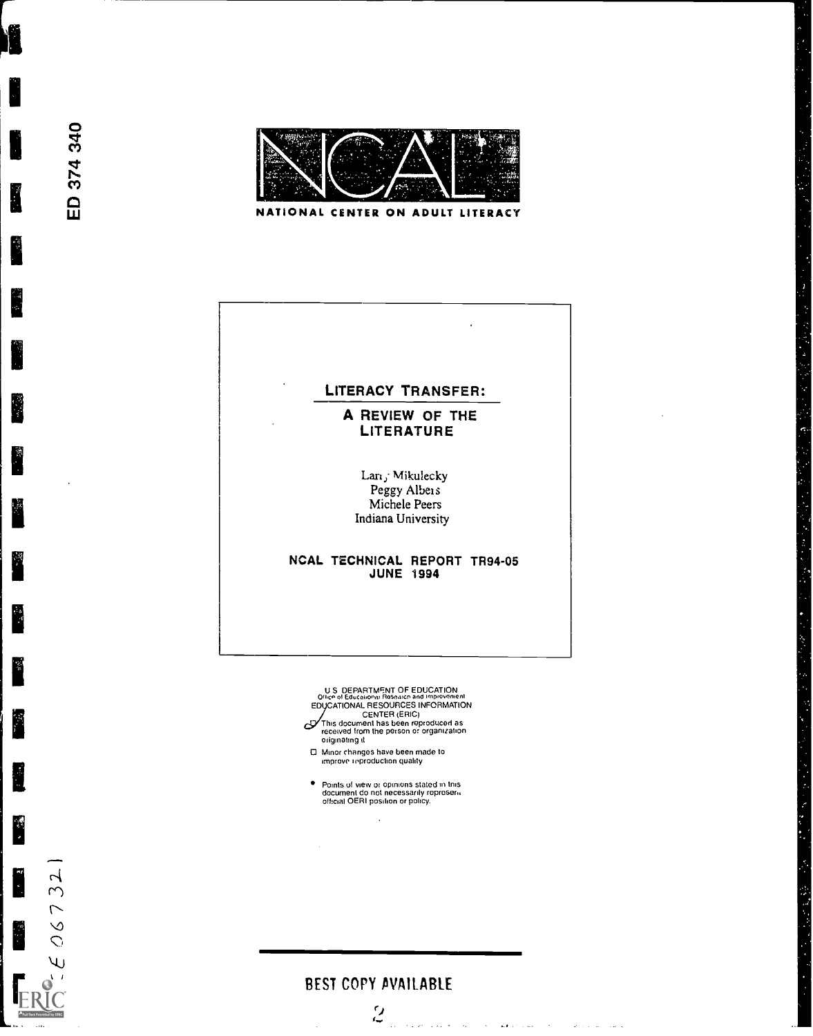ED 374 340

NATIONAL CENTER ON ADULT LITERACY

# LITERACY TRANSFER:

## A REVIEW OF THE LITERATURE

Larry Mikulecky
Peggy Albers
Michele Peers
Indiana University

**NCAL TECHNICAL REPORT TR94-05**
**JUNE 1994**

U S DEPARTMENT OF EDUCATION
Office of Educational Research and Improvement
EDUCATIONAL RESOURCES INFORMATION CENTER (ERIC)

- This document has been reproduced as received from the person or organization originating it
- Minor changes have been made to improve reproduction quality
- Points of view or opinions stated in this document do not necessarily represent official OERI position or policy.

CE 067 321

BEST COPY AVAILABLE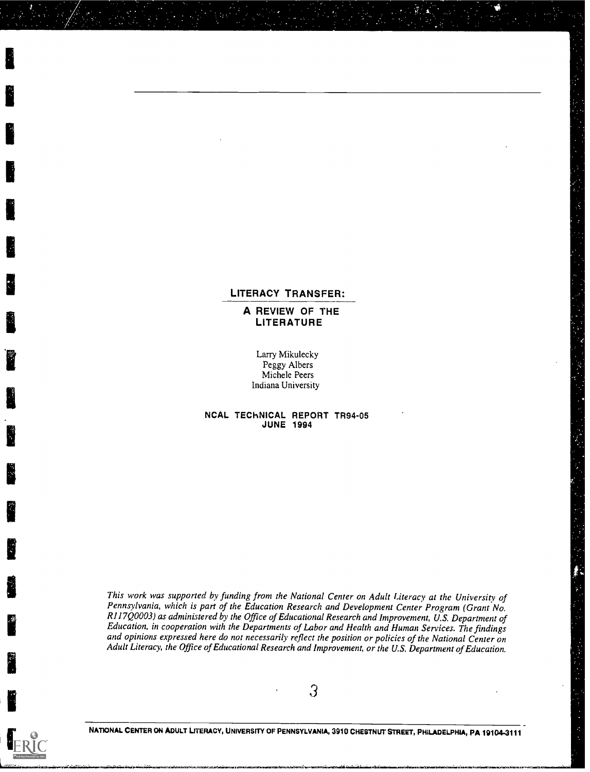# LITERACY TRANSFER:

## A REVIEW OF THE LITERATURE

Larry Mikulecky
Peggy Albers
Michele Peers
Indiana University

**NCAL TECHNICAL REPORT TR94-05**
**JUNE 1994**

*This work was supported by funding from the National Center on Adult Literacy at the University of Pennsylvania, which is part of the Education Research and Development Center Program (Grant No. R117Q0003) as administered by the Office of Educational Research and Improvement, U.S. Department of Education, in cooperation with the Departments of Labor and Health and Human Services. The findings and opinions expressed here do not necessarily reflect the position or policies of the National Center on Adult Literacy, the Office of Educational Research and Improvement, or the U.S. Department of Education.*

NATIONAL CENTER ON ADULT LITERACY, UNIVERSITY OF PENNSYLVANIA, 3910 CHESTNUT STREET, PHILADELPHIA, PA 19104-3111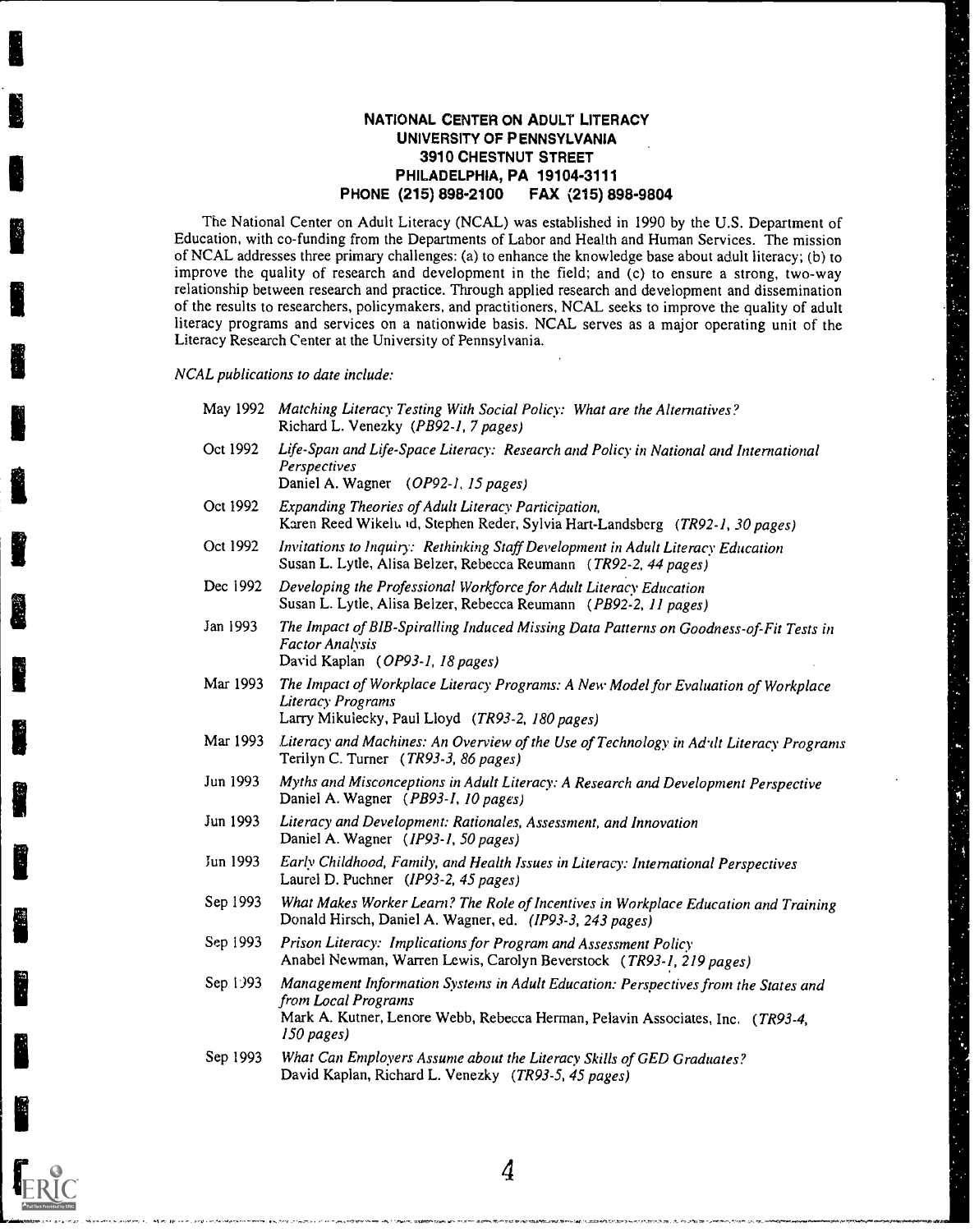**NATIONAL CENTER ON ADULT LITERACY**
**UNIVERSITY OF PENNSYLVANIA**
**3910 CHESTNUT STREET**
**PHILADELPHIA, PA 19104-3111**
**PHONE (215) 898-2100 FAX (215) 898-9804**

The National Center on Adult Literacy (NCAL) was established in 1990 by the U.S. Department of Education, with co-funding from the Departments of Labor and Health and Human Services. The mission of NCAL addresses three primary challenges: (a) to enhance the knowledge base about adult literacy; (b) to improve the quality of research and development in the field; and (c) to ensure a strong, two-way relationship between research and practice. Through applied research and development and dissemination of the results to researchers, policymakers, and practitioners, NCAL seeks to improve the quality of adult literacy programs and services on a nationwide basis. NCAL serves as a major operating unit of the Literacy Research Center at the University of Pennsylvania.

*NCAL publications to date include:*

May 1992 *Matching Literacy Testing With Social Policy: What are the Alternatives?*
Richard L. Venezky (*PB92-1, 7 pages*)

Oct 1992 *Life-Span and Life-Space Literacy: Research and Policy in National and International Perspectives*
Daniel A. Wagner (*OP92-1, 15 pages*)

Oct 1992 *Expanding Theories of Adult Literacy Participation,*
Karen Reed Wikelund, Stephen Reder, Sylvia Hart-Landsberg (*TR92-1, 30 pages*)

Oct 1992 *Invitations to Inquiry: Rethinking Staff Development in Adult Literacy Education*
Susan L. Lytle, Alisa Belzer, Rebecca Reumann (*TR92-2, 44 pages*)

Dec 1992 *Developing the Professional Workforce for Adult Literacy Education*
Susan L. Lytle, Alisa Belzer, Rebecca Reumann (*PB92-2, 11 pages*)

Jan 1993 *The Impact of BIB-Spiralling Induced Missing Data Patterns on Goodness-of-Fit Tests in Factor Analysis*
David Kaplan (*OP93-1, 18 pages*)

Mar 1993 *The Impact of Workplace Literacy Programs: A New Model for Evaluation of Workplace Literacy Programs*
Larry Mikulecky, Paul Lloyd (*TR93-2, 180 pages*)

Mar 1993 *Literacy and Machines: An Overview of the Use of Technology in Adult Literacy Programs*
Terilyn C. Turner (*TR93-3, 86 pages*)

Jun 1993 *Myths and Misconceptions in Adult Literacy: A Research and Development Perspective*
Daniel A. Wagner (*PB93-1, 10 pages*)

Jun 1993 *Literacy and Development: Rationales, Assessment, and Innovation*
Daniel A. Wagner (*IP93-1, 50 pages*)

Jun 1993 *Early Childhood, Family, and Health Issues in Literacy: International Perspectives*
Laurel D. Puchner (*IP93-2, 45 pages*)

Sep 1993 *What Makes Worker Learn? The Role of Incentives in Workplace Education and Training*
Donald Hirsch, Daniel A. Wagner, ed. (*IP93-3, 243 pages*)

Sep 1993 *Prison Literacy: Implications for Program and Assessment Policy*
Anabel Newman, Warren Lewis, Carolyn Beverstock (*TR93-1, 219 pages*)

Sep 1993 *Management Information Systems in Adult Education: Perspectives from the States and from Local Programs*
Mark A. Kutner, Lenore Webb, Rebecca Herman, Pelavin Associates, Inc. (*TR93-4, 150 pages*)

Sep 1993 *What Can Employers Assume about the Literacy Skills of GED Graduates?*
David Kaplan, Richard L. Venezky (*TR93-5, 45 pages*)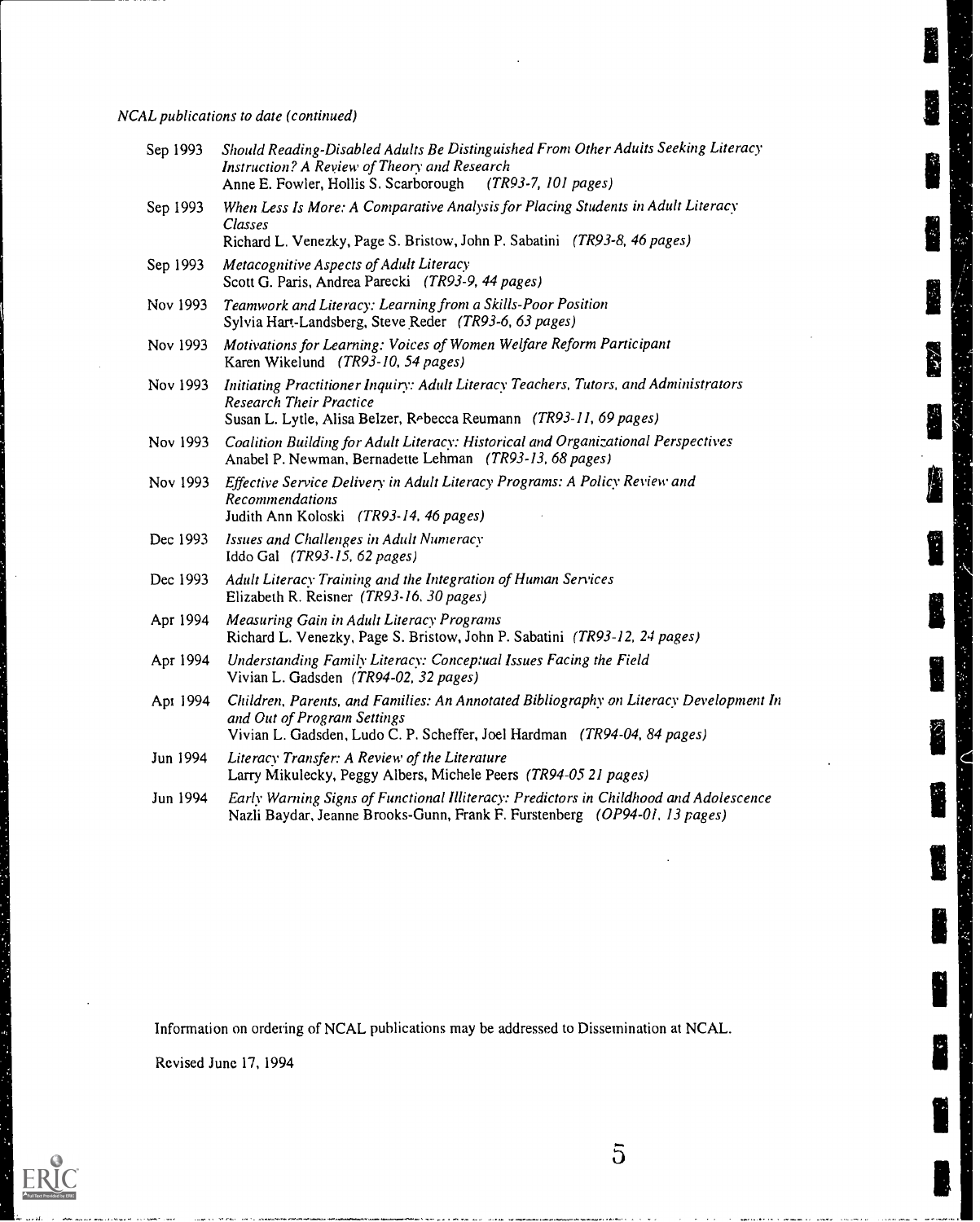*NCAL publications to date (continued)*

| | |
|---|---|
| Sep 1993 | *Should Reading-Disabled Adults Be Distinguished From Other Adults Seeking Literacy Instruction? A Review of Theory and Research*<br>Anne E. Fowler, Hollis S. Scarborough *(TR93-7, 101 pages)* |
| Sep 1993 | *When Less Is More: A Comparative Analysis for Placing Students in Adult Literacy Classes*<br>Richard L. Venezky, Page S. Bristow, John P. Sabatini *(TR93-8, 46 pages)* |
| Sep 1993 | *Metacognitive Aspects of Adult Literacy*<br>Scott G. Paris, Andrea Parecki *(TR93-9, 44 pages)* |
| Nov 1993 | *Teamwork and Literacy: Learning from a Skills-Poor Position*<br>Sylvia Hart-Landsberg, Steve Reder *(TR93-6, 63 pages)* |
| Nov 1993 | *Motivations for Learning: Voices of Women Welfare Reform Participant*<br>Karen Wikelund *(TR93-10, 54 pages)* |
| Nov 1993 | *Initiating Practitioner Inquiry: Adult Literacy Teachers, Tutors, and Administrators Research Their Practice*<br>Susan L. Lytle, Alisa Belzer, Rebecca Reumann *(TR93-11, 69 pages)* |
| Nov 1993 | *Coalition Building for Adult Literacy: Historical and Organizational Perspectives*<br>Anabel P. Newman, Bernadette Lehman *(TR93-13, 68 pages)* |
| Nov 1993 | *Effective Service Delivery in Adult Literacy Programs: A Policy Review and Recommendations*<br>Judith Ann Koloski *(TR93-14, 46 pages)* |
| Dec 1993 | *Issues and Challenges in Adult Numeracy*<br>Iddo Gal *(TR93-15, 62 pages)* |
| Dec 1993 | *Adult Literacy Training and the Integration of Human Services*<br>Elizabeth R. Reisner *(TR93-16, 30 pages)* |
| Apr 1994 | *Measuring Gain in Adult Literacy Programs*<br>Richard L. Venezky, Page S. Bristow, John P. Sabatini *(TR93-12, 24 pages)* |
| Apr 1994 | *Understanding Family Literacy: Conceptual Issues Facing the Field*<br>Vivian L. Gadsden *(TR94-02, 32 pages)* |
| Apr 1994 | *Children, Parents, and Families: An Annotated Bibliography on Literacy Development In and Out of Program Settings*<br>Vivian L. Gadsden, Ludo C. P. Scheffer, Joel Hardman *(TR94-04, 84 pages)* |
| Jun 1994 | *Literacy Transfer: A Review of the Literature*<br>Larry Mikulecky, Peggy Albers, Michele Peers *(TR94-05 21 pages)* |
| Jun 1994 | *Early Warning Signs of Functional Illiteracy: Predictors in Childhood and Adolescence*<br>Nazli Baydar, Jeanne Brooks-Gunn, Frank F. Furstenberg *(OP94-01, 13 pages)* |

Information on ordering of NCAL publications may be addressed to Dissemination at NCAL.

Revised June 17, 1994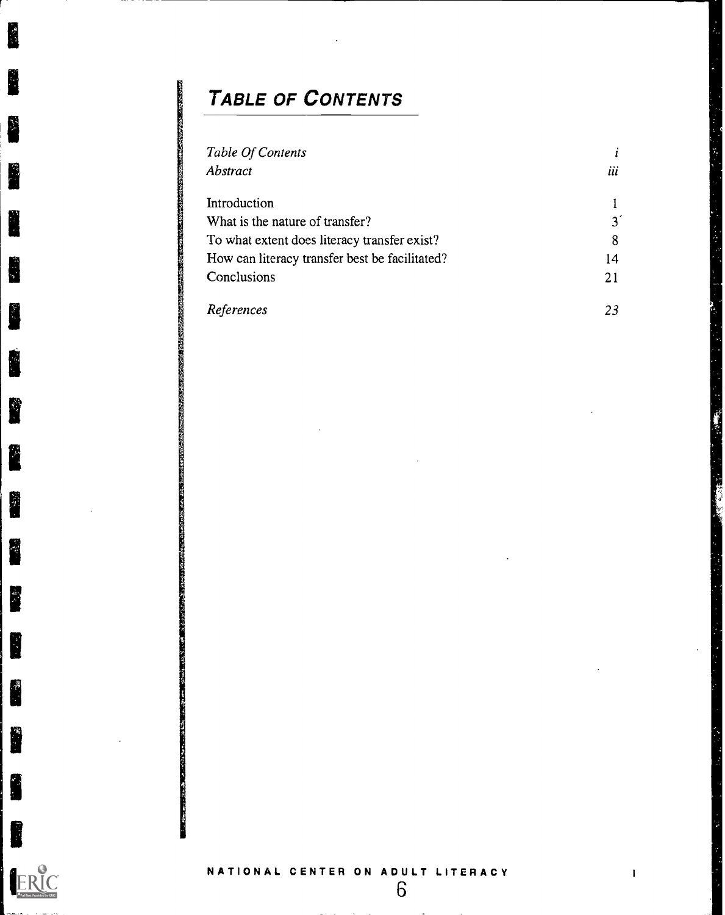# TABLE OF CONTENTS

| | |
|---|---|
| *Table Of Contents* | *i* |
| *Abstract* | *iii* |
| Introduction | 1 |
| What is the nature of transfer? | 3 |
| To what extent does literacy transfer exist? | 8 |
| How can literacy transfer best be facilitated? | 14 |
| Conclusions | 21 |
| *References* | *23* |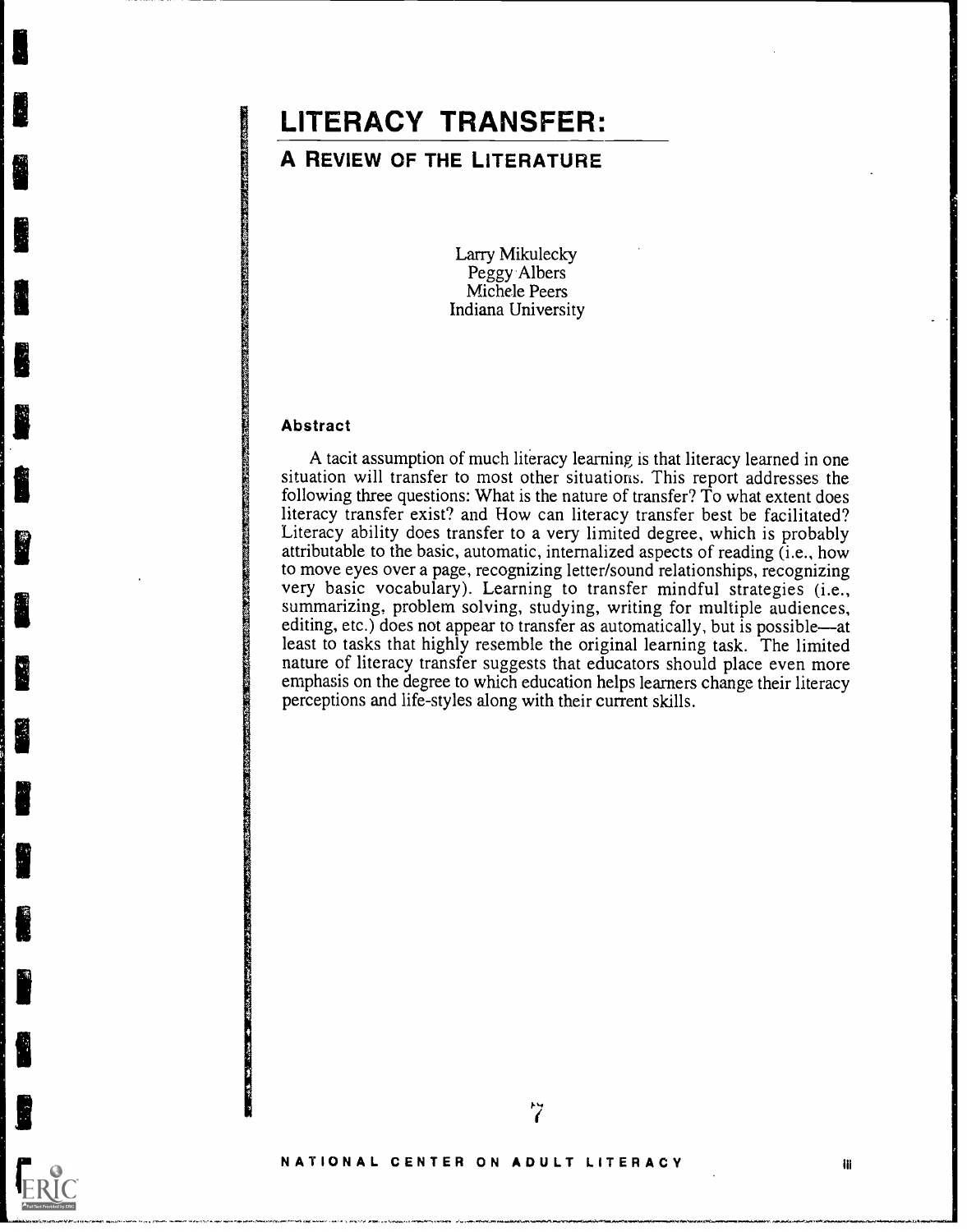# LITERACY TRANSFER:

## A REVIEW OF THE LITERATURE

Larry Mikulecky
Peggy Albers
Michele Peers
Indiana University

### Abstract

A tacit assumption of much literacy learning is that literacy learned in one situation will transfer to most other situations. This report addresses the following three questions: What is the nature of transfer? To what extent does literacy transfer exist? and How can literacy transfer best be facilitated? Literacy ability does transfer to a very limited degree, which is probably attributable to the basic, automatic, internalized aspects of reading (i.e., how to move eyes over a page, recognizing letter/sound relationships, recognizing very basic vocabulary). Learning to transfer mindful strategies (i.e., summarizing, problem solving, studying, writing for multiple audiences, editing, etc.) does not appear to transfer as automatically, but is possible—at least to tasks that highly resemble the original learning task. The limited nature of literacy transfer suggests that educators should place even more emphasis on the degree to which education helps learners change their literacy perceptions and life-styles along with their current skills.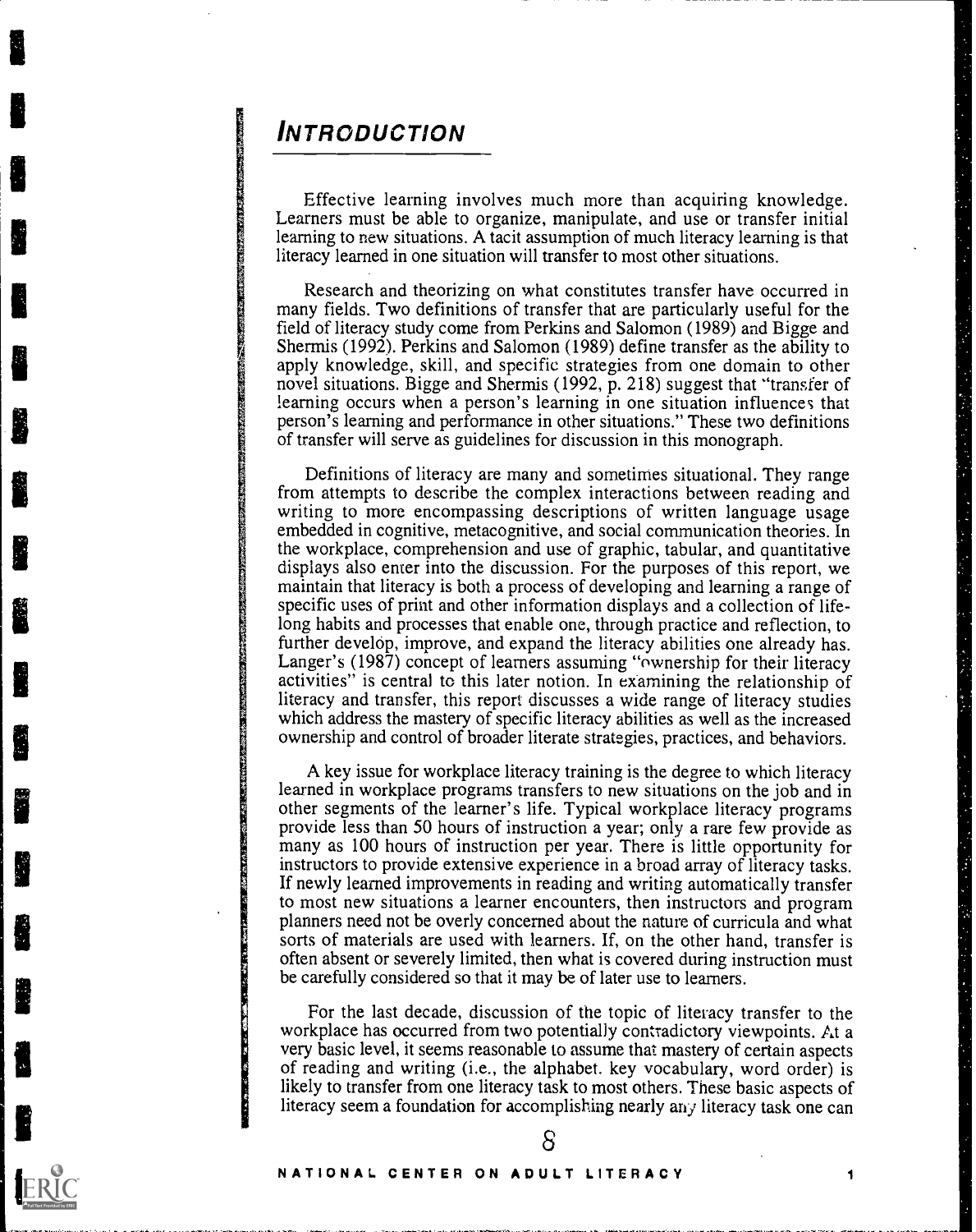# INTRODUCTION

Effective learning involves much more than acquiring knowledge. Learners must be able to organize, manipulate, and use or transfer initial learning to new situations. A tacit assumption of much literacy learning is that literacy learned in one situation will transfer to most other situations.

Research and theorizing on what constitutes transfer have occurred in many fields. Two definitions of transfer that are particularly useful for the field of literacy study come from Perkins and Salomon (1989) and Bigge and Shermis (1992). Perkins and Salomon (1989) define transfer as the ability to apply knowledge, skill, and specific strategies from one domain to other novel situations. Bigge and Shermis (1992, p. 218) suggest that "transfer of learning occurs when a person's learning in one situation influences that person's learning and performance in other situations." These two definitions of transfer will serve as guidelines for discussion in this monograph.

Definitions of literacy are many and sometimes situational. They range from attempts to describe the complex interactions between reading and writing to more encompassing descriptions of written language usage embedded in cognitive, metacognitive, and social communication theories. In the workplace, comprehension and use of graphic, tabular, and quantitative displays also enter into the discussion. For the purposes of this report, we maintain that literacy is both a process of developing and learning a range of specific uses of print and other information displays and a collection of life-long habits and processes that enable one, through practice and reflection, to further develop, improve, and expand the literacy abilities one already has. Langer's (1987) concept of learners assuming "ownership for their literacy activities" is central to this later notion. In examining the relationship of literacy and transfer, this report discusses a wide range of literacy studies which address the mastery of specific literacy abilities as well as the increased ownership and control of broader literate strategies, practices, and behaviors.

A key issue for workplace literacy training is the degree to which literacy learned in workplace programs transfers to new situations on the job and in other segments of the learner's life. Typical workplace literacy programs provide less than 50 hours of instruction a year; only a rare few provide as many as 100 hours of instruction per year. There is little opportunity for instructors to provide extensive experience in a broad array of literacy tasks. If newly learned improvements in reading and writing automatically transfer to most new situations a learner encounters, then instructors and program planners need not be overly concerned about the nature of curricula and what sorts of materials are used with learners. If, on the other hand, transfer is often absent or severely limited, then what is covered during instruction must be carefully considered so that it may be of later use to learners.

For the last decade, discussion of the topic of literacy transfer to the workplace has occurred from two potentially contradictory viewpoints. At a very basic level, it seems reasonable to assume that mastery of certain aspects of reading and writing (i.e., the alphabet, key vocabulary, word order) is likely to transfer from one literacy task to most others. These basic aspects of literacy seem a foundation for accomplishing nearly any literacy task one can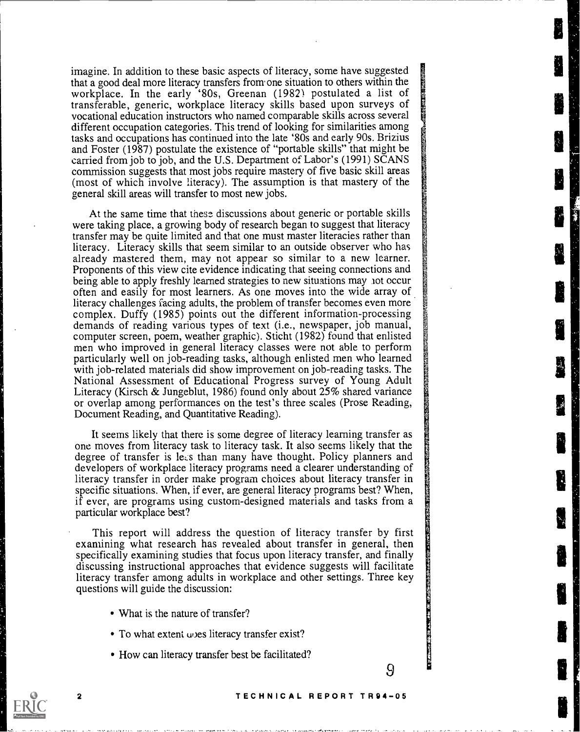imagine. In addition to these basic aspects of literacy, some have suggested that a good deal more literacy transfers from one situation to others within the workplace. In the early '80s, Greenan (1982) postulated a list of transferable, generic, workplace literacy skills based upon surveys of vocational education instructors who named comparable skills across several different occupation categories. This trend of looking for similarities among tasks and occupations has continued into the late '80s and early 90s. Brizius and Foster (1987) postulate the existence of "portable skills" that might be carried from job to job, and the U.S. Department of Labor's (1991) SCANS commission suggests that most jobs require mastery of five basic skill areas (most of which involve literacy). The assumption is that mastery of the general skill areas will transfer to most new jobs.

At the same time that these discussions about generic or portable skills were taking place, a growing body of research began to suggest that literacy transfer may be quite limited and that one must master literacies rather than literacy. Literacy skills that seem similar to an outside observer who has already mastered them, may not appear so similar to a new learner. Proponents of this view cite evidence indicating that seeing connections and being able to apply freshly learned strategies to new situations may not occur often and easily for most learners. As one moves into the wide array of literacy challenges facing adults, the problem of transfer becomes even more complex. Duffy (1985) points out the different information-processing demands of reading various types of text (i.e., newspaper, job manual, computer screen, poem, weather graphic). Sticht (1982) found that enlisted men who improved in general literacy classes were not able to perform particularly well on job-reading tasks, although enlisted men who learned with job-related materials did show improvement on job-reading tasks. The National Assessment of Educational Progress survey of Young Adult Literacy (Kirsch & Jungeblut, 1986) found only about 25% shared variance or overlap among performances on the test's three scales (Prose Reading, Document Reading, and Quantitative Reading).

It seems likely that there is some degree of literacy learning transfer as one moves from literacy task to literacy task. It also seems likely that the degree of transfer is less than many have thought. Policy planners and developers of workplace literacy programs need a clearer understanding of literacy transfer in order make program choices about literacy transfer in specific situations. When, if ever, are general literacy programs best? When, if ever, are programs using custom-designed materials and tasks from a particular workplace best?

This report will address the question of literacy transfer by first examining what research has revealed about transfer in general, then specifically examining studies that focus upon literacy transfer, and finally discussing instructional approaches that evidence suggests will facilitate literacy transfer among adults in workplace and other settings. Three key questions will guide the discussion:

- What is the nature of transfer?
- To what extent does literacy transfer exist?
- How can literacy transfer best be facilitated?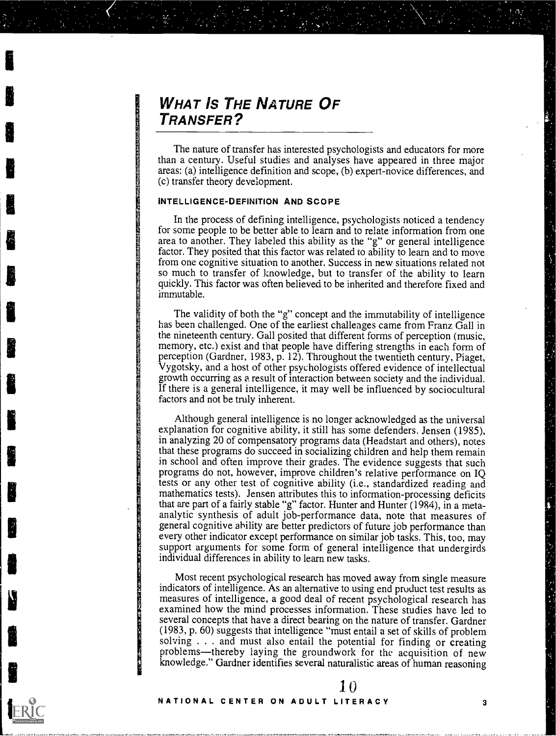## *What Is The Nature Of Transfer?*

The nature of transfer has interested psychologists and educators for more than a century. Useful studies and analyses have appeared in three major areas: (a) intelligence definition and scope, (b) expert-novice differences, and (c) transfer theory development.

### INTELLIGENCE-DEFINITION AND SCOPE

In the process of defining intelligence, psychologists noticed a tendency for some people to be better able to learn and to relate information from one area to another. They labeled this ability as the "g" or general intelligence factor. They posited that this factor was related to ability to learn and to move from one cognitive situation to another. Success in new situations related not so much to transfer of knowledge, but to transfer of the ability to learn quickly. This factor was often believed to be inherited and therefore fixed and immutable.

The validity of both the "g" concept and the immutability of intelligence has been challenged. One of the earliest challenges came from Franz Gall in the nineteenth century. Gall posited that different forms of perception (music, memory, etc.) exist and that people have differing strengths in each form of perception (Gardner, 1983, p. 12). Throughout the twentieth century, Piaget, Vygotsky, and a host of other psychologists offered evidence of intellectual growth occurring as a result of interaction between society and the individual. If there is a general intelligence, it may well be influenced by sociocultural factors and not be truly inherent.

Although general intelligence is no longer acknowledged as the universal explanation for cognitive ability, it still has some defenders. Jensen (1985), in analyzing 20 of compensatory programs data (Headstart and others), notes that these programs do succeed in socializing children and help them remain in school and often improve their grades. The evidence suggests that such programs do not, however, improve children's relative performance on IQ tests or any other test of cognitive ability (i.e., standardized reading and mathematics tests). Jensen attributes this to information-processing deficits that are part of a fairly stable "g" factor. Hunter and Hunter (1984), in a meta-analytic synthesis of adult job-performance data, note that measures of general cognitive ability are better predictors of future job performance than every other indicator except performance on similar job tasks. This, too, may support arguments for some form of general intelligence that undergirds individual differences in ability to learn new tasks.

Most recent psychological research has moved away from single measure indicators of intelligence. As an alternative to using end product test results as measures of intelligence, a good deal of recent psychological research has examined how the mind processes information. These studies have led to several concepts that have a direct bearing on the nature of transfer. Gardner (1983, p. 60) suggests that intelligence "must entail a set of skills of problem solving . . . and must also entail the potential for finding or creating problems—thereby laying the groundwork for the acquisition of new knowledge." Gardner identifies several naturalistic areas of human reasoning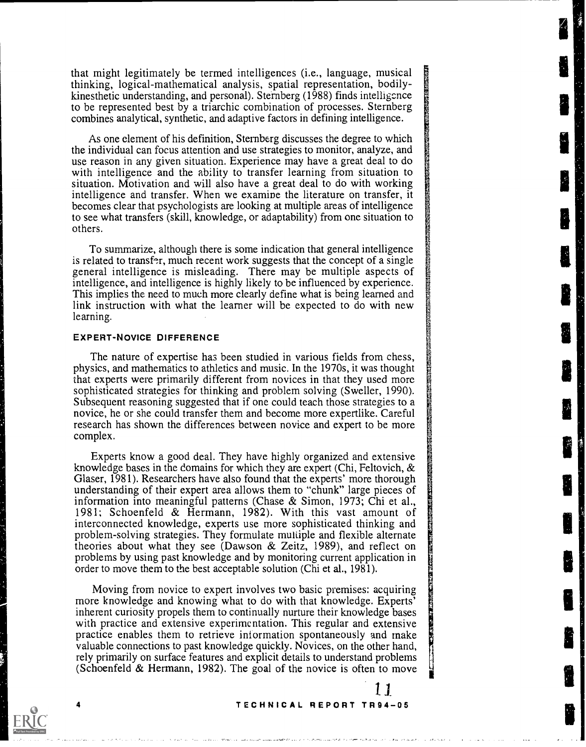that might legitimately be termed intelligences (i.e., language, musical thinking, logical-mathematical analysis, spatial representation, bodily-kinesthetic understanding, and personal). Sternberg (1988) finds intelligence to be represented best by a triarchic combination of processes. Sternberg combines analytical, synthetic, and adaptive factors in defining intelligence.

As one element of his definition, Sternberg discusses the degree to which the individual can focus attention and use strategies to monitor, analyze, and use reason in any given situation. Experience may have a great deal to do with intelligence and the ability to transfer learning from situation to situation. Motivation and will also have a great deal to do with working intelligence and transfer. When we examine the literature on transfer, it becomes clear that psychologists are looking at multiple areas of intelligence to see what transfers (skill, knowledge, or adaptability) from one situation to others.

To summarize, although there is some indication that general intelligence is related to transfer, much recent work suggests that the concept of a single general intelligence is misleading. There may be multiple aspects of intelligence, and intelligence is highly likely to be influenced by experience. This implies the need to much more clearly define what is being learned and link instruction with what the learner will be expected to do with new learning.

### EXPERT-NOVICE DIFFERENCE

The nature of expertise has been studied in various fields from chess, physics, and mathematics to athletics and music. In the 1970s, it was thought that experts were primarily different from novices in that they used more sophisticated strategies for thinking and problem solving (Sweller, 1990). Subsequent reasoning suggested that if one could teach those strategies to a novice, he or she could transfer them and become more expertlike. Careful research has shown the differences between novice and expert to be more complex.

Experts know a good deal. They have highly organized and extensive knowledge bases in the domains for which they are expert (Chi, Feltovich, & Glaser, 1981). Researchers have also found that the experts' more thorough understanding of their expert area allows them to "chunk" large pieces of information into meaningful patterns (Chase & Simon, 1973; Chi et al., 1981; Schoenfeld & Hermann, 1982). With this vast amount of interconnected knowledge, experts use more sophisticated thinking and problem-solving strategies. They formulate multiple and flexible alternate theories about what they see (Dawson & Zeitz, 1989), and reflect on problems by using past knowledge and by monitoring current application in order to move them to the best acceptable solution (Chi et al., 1981).

Moving from novice to expert involves two basic premises: acquiring more knowledge and knowing what to do with that knowledge. Experts' inherent curiosity propels them to continually nurture their knowledge bases with practice and extensive experimentation. This regular and extensive practice enables them to retrieve information spontaneously and make valuable connections to past knowledge quickly. Novices, on the other hand, rely primarily on surface features and explicit details to understand problems (Schoenfeld & Hermann, 1982). The goal of the novice is often to move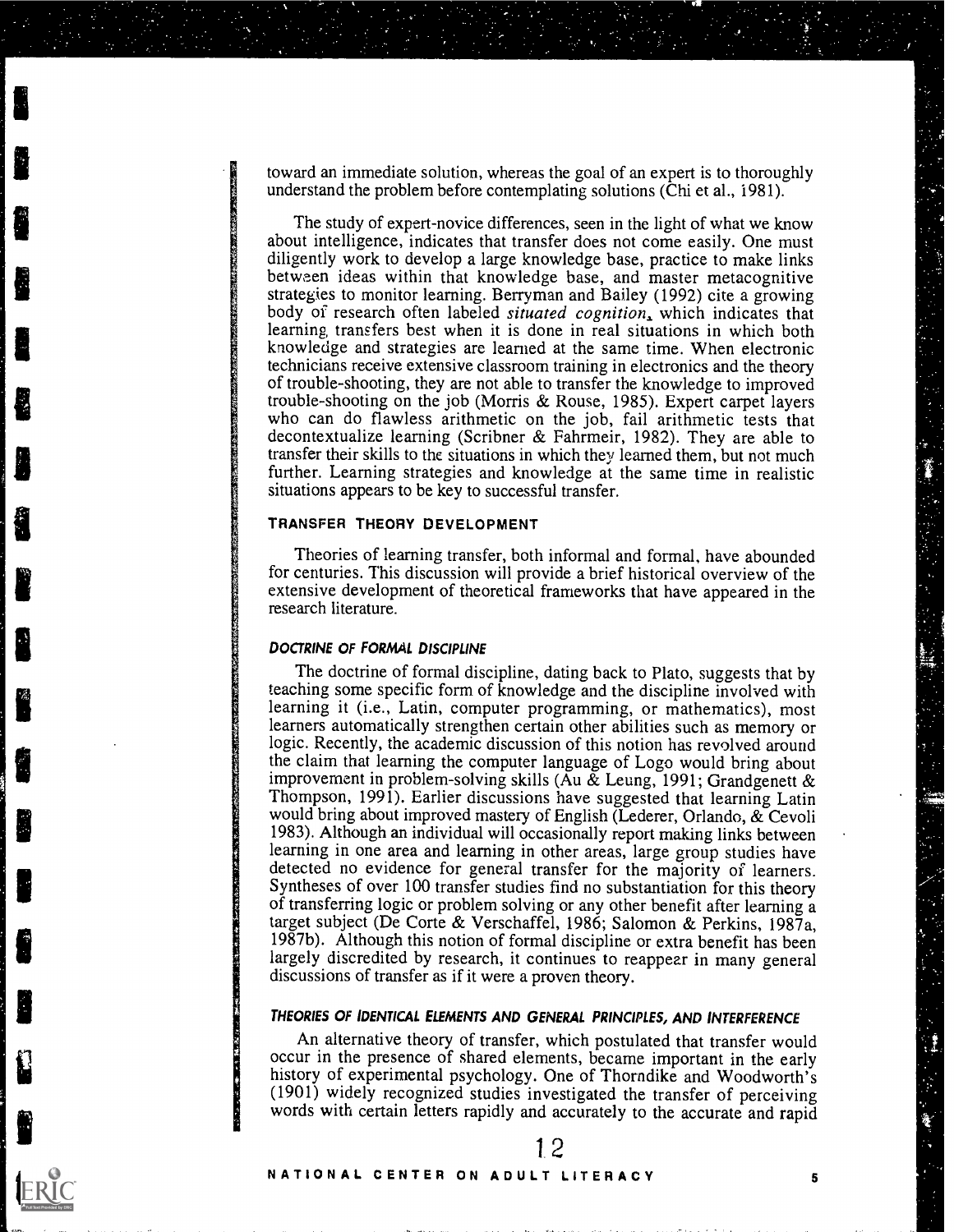toward an immediate solution, whereas the goal of an expert is to thoroughly understand the problem before contemplating solutions (Chi et al., 1981).

The study of expert-novice differences, seen in the light of what we know about intelligence, indicates that transfer does not come easily. One must diligently work to develop a large knowledge base, practice to make links between ideas within that knowledge base, and master metacognitive strategies to monitor learning. Berryman and Bailey (1992) cite a growing body of research often labeled *situated cognition*, which indicates that learning transfers best when it is done in real situations in which both knowledge and strategies are learned at the same time. When electronic technicians receive extensive classroom training in electronics and the theory of trouble-shooting, they are not able to transfer the knowledge to improved trouble-shooting on the job (Morris & Rouse, 1985). Expert carpet layers who can do flawless arithmetic on the job, fail arithmetic tests that decontextualize learning (Scribner & Fahrmeir, 1982). They are able to transfer their skills to the situations in which they learned them, but not much further. Learning strategies and knowledge at the same time in realistic situations appears to be key to successful transfer.

## TRANSFER THEORY DEVELOPMENT

Theories of learning transfer, both informal and formal, have abounded for centuries. This discussion will provide a brief historical overview of the extensive development of theoretical frameworks that have appeared in the research literature.

### DOCTRINE OF FORMAL DISCIPLINE

The doctrine of formal discipline, dating back to Plato, suggests that by teaching some specific form of knowledge and the discipline involved with learning it (i.e., Latin, computer programming, or mathematics), most learners automatically strengthen certain other abilities such as memory or logic. Recently, the academic discussion of this notion has revolved around the claim that learning the computer language of Logo would bring about improvement in problem-solving skills (Au & Leung, 1991; Grandgenett & Thompson, 1991). Earlier discussions have suggested that learning Latin would bring about improved mastery of English (Lederer, Orlando, & Cevoli 1983). Although an individual will occasionally report making links between learning in one area and learning in other areas, large group studies have detected no evidence for general transfer for the majority of learners. Syntheses of over 100 transfer studies find no substantiation for this theory of transferring logic or problem solving or any other benefit after learning a target subject (De Corte & Verschaffel, 1986; Salomon & Perkins, 1987a, 1987b). Although this notion of formal discipline or extra benefit has been largely discredited by research, it continues to reappear in many general discussions of transfer as if it were a proven theory.

### THEORIES OF IDENTICAL ELEMENTS AND GENERAL PRINCIPLES, AND INTERFERENCE

An alternative theory of transfer, which postulated that transfer would occur in the presence of shared elements, became important in the early history of experimental psychology. One of Thorndike and Woodworth's (1901) widely recognized studies investigated the transfer of perceiving words with certain letters rapidly and accurately to the accurate and rapid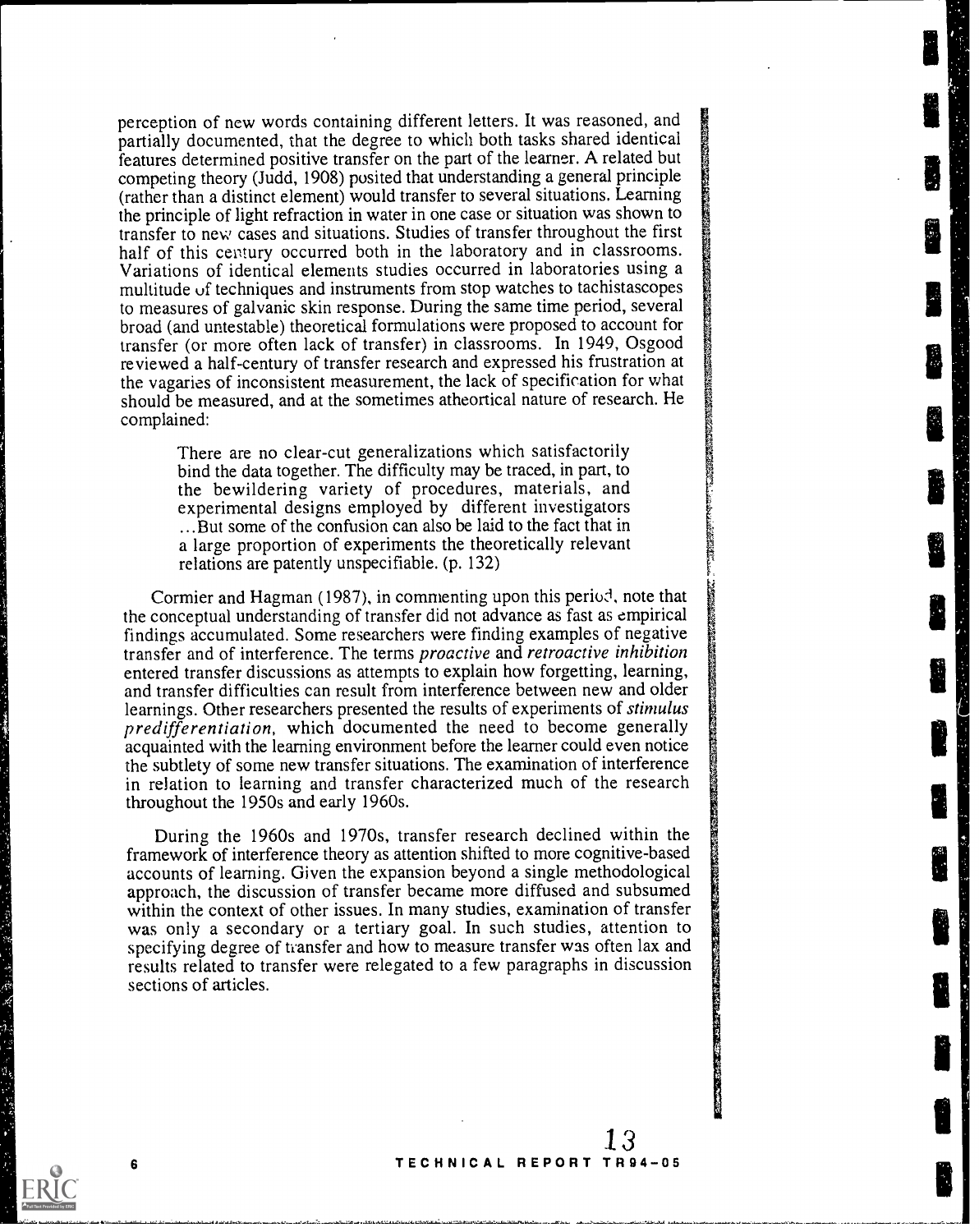perception of new words containing different letters. It was reasoned, and partially documented, that the degree to which both tasks shared identical features determined positive transfer on the part of the learner. A related but competing theory (Judd, 1908) posited that understanding a general principle (rather than a distinct element) would transfer to several situations. Learning the principle of light refraction in water in one case or situation was shown to transfer to new cases and situations. Studies of transfer throughout the first half of this century occurred both in the laboratory and in classrooms. Variations of identical elements studies occurred in laboratories using a multitude of techniques and instruments from stop watches to tachistascopes to measures of galvanic skin response. During the same time period, several broad (and untestable) theoretical formulations were proposed to account for transfer (or more often lack of transfer) in classrooms. In 1949, Osgood reviewed a half-century of transfer research and expressed his frustration at the vagaries of inconsistent measurement, the lack of specification for what should be measured, and at the sometimes atheortical nature of research. He complained:

> There are no clear-cut generalizations which satisfactorily bind the data together. The difficulty may be traced, in part, to the bewildering variety of procedures, materials, and experimental designs employed by different investigators ...But some of the confusion can also be laid to the fact that in a large proportion of experiments the theoretically relevant relations are patently unspecifiable. (p. 132)

Cormier and Hagman (1987), in commenting upon this period, note that the conceptual understanding of transfer did not advance as fast as empirical findings accumulated. Some researchers were finding examples of negative transfer and of interference. The terms *proactive* and *retroactive inhibition* entered transfer discussions as attempts to explain how forgetting, learning, and transfer difficulties can result from interference between new and older learnings. Other researchers presented the results of experiments of *stimulus predifferentiation*, which documented the need to become generally acquainted with the learning environment before the learner could even notice the subtlety of some new transfer situations. The examination of interference in relation to learning and transfer characterized much of the research throughout the 1950s and early 1960s.

During the 1960s and 1970s, transfer research declined within the framework of interference theory as attention shifted to more cognitive-based accounts of learning. Given the expansion beyond a single methodological approach, the discussion of transfer became more diffused and subsumed within the context of other issues. In many studies, examination of transfer was only a secondary or a tertiary goal. In such studies, attention to specifying degree of transfer and how to measure transfer was often lax and results related to transfer were relegated to a few paragraphs in discussion sections of articles.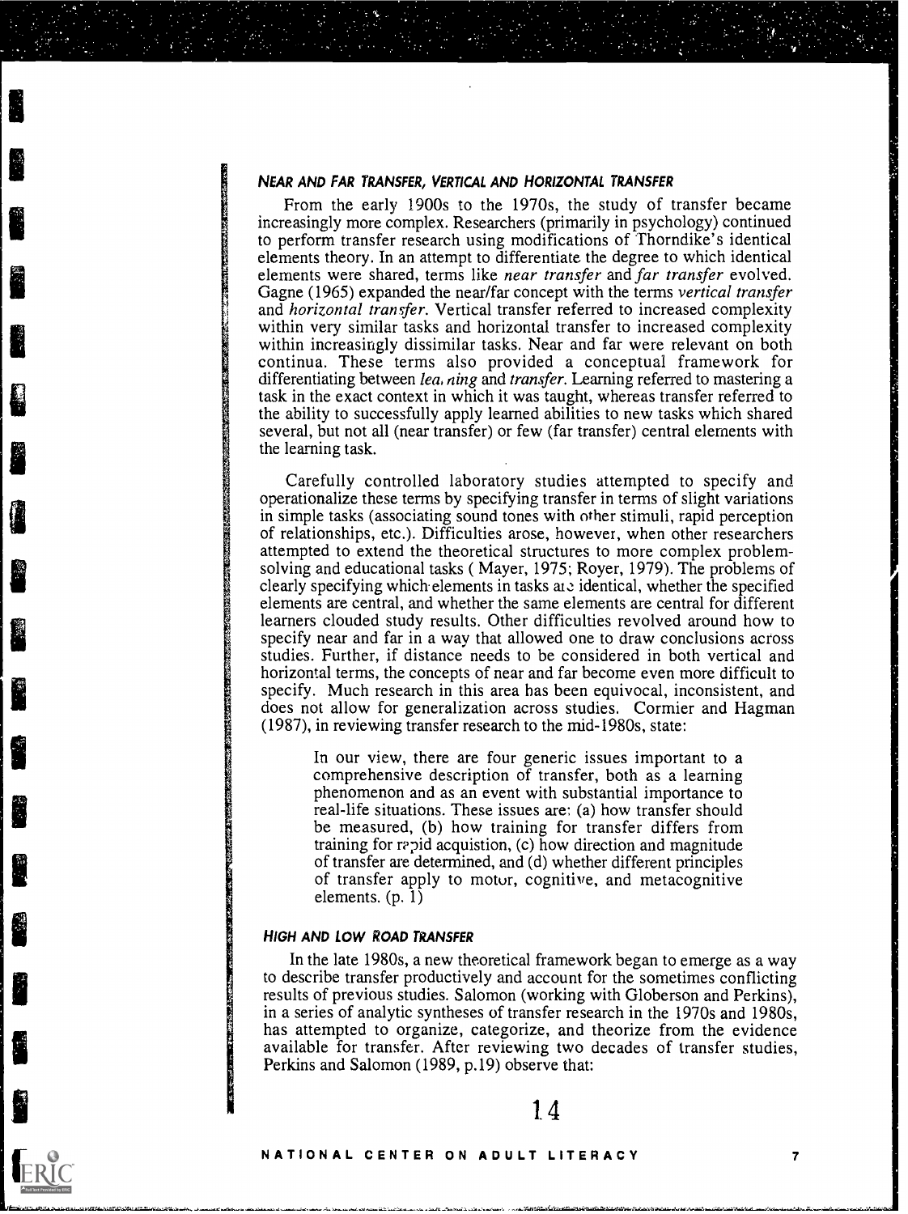### NEAR AND FAR TRANSFER, VERTICAL AND HORIZONTAL TRANSFER

From the early 1900s to the 1970s, the study of transfer became increasingly more complex. Researchers (primarily in psychology) continued to perform transfer research using modifications of Thorndike's identical elements theory. In an attempt to differentiate the degree to which identical elements were shared, terms like *near transfer* and *far transfer* evolved. Gagne (1965) expanded the near/far concept with the terms *vertical transfer* and *horizontal transfer*. Vertical transfer referred to increased complexity within very similar tasks and horizontal transfer to increased complexity within increasingly dissimilar tasks. Near and far were relevant on both continua. These terms also provided a conceptual framework for differentiating between *learning* and *transfer*. Learning referred to mastering a task in the exact context in which it was taught, whereas transfer referred to the ability to successfully apply learned abilities to new tasks which shared several, but not all (near transfer) or few (far transfer) central elements with the learning task.

Carefully controlled laboratory studies attempted to specify and operationalize these terms by specifying transfer in terms of slight variations in simple tasks (associating sound tones with other stimuli, rapid perception of relationships, etc.). Difficulties arose, however, when other researchers attempted to extend the theoretical structures to more complex problem-solving and educational tasks ( Mayer, 1975; Royer, 1979). The problems of clearly specifying which elements in tasks are identical, whether the specified elements are central, and whether the same elements are central for different learners clouded study results. Other difficulties revolved around how to specify near and far in a way that allowed one to draw conclusions across studies. Further, if distance needs to be considered in both vertical and horizontal terms, the concepts of near and far become even more difficult to specify. Much research in this area has been equivocal, inconsistent, and does not allow for generalization across studies. Cormier and Hagman (1987), in reviewing transfer research to the mid-1980s, state:

> In our view, there are four generic issues important to a comprehensive description of transfer, both as a learning phenomenon and as an event with substantial importance to real-life situations. These issues are: (a) how transfer should be measured, (b) how training for transfer differs from training for rapid acquistion, (c) how direction and magnitude of transfer are determined, and (d) whether different principles of transfer apply to motor, cognitive, and metacognitive elements. (p. 1)

### HIGH AND LOW ROAD TRANSFER

In the late 1980s, a new theoretical framework began to emerge as a way to describe transfer productively and account for the sometimes conflicting results of previous studies. Salomon (working with Globerson and Perkins), in a series of analytic syntheses of transfer research in the 1970s and 1980s, has attempted to organize, categorize, and theorize from the evidence available for transfer. After reviewing two decades of transfer studies, Perkins and Salomon (1989, p.19) observe that: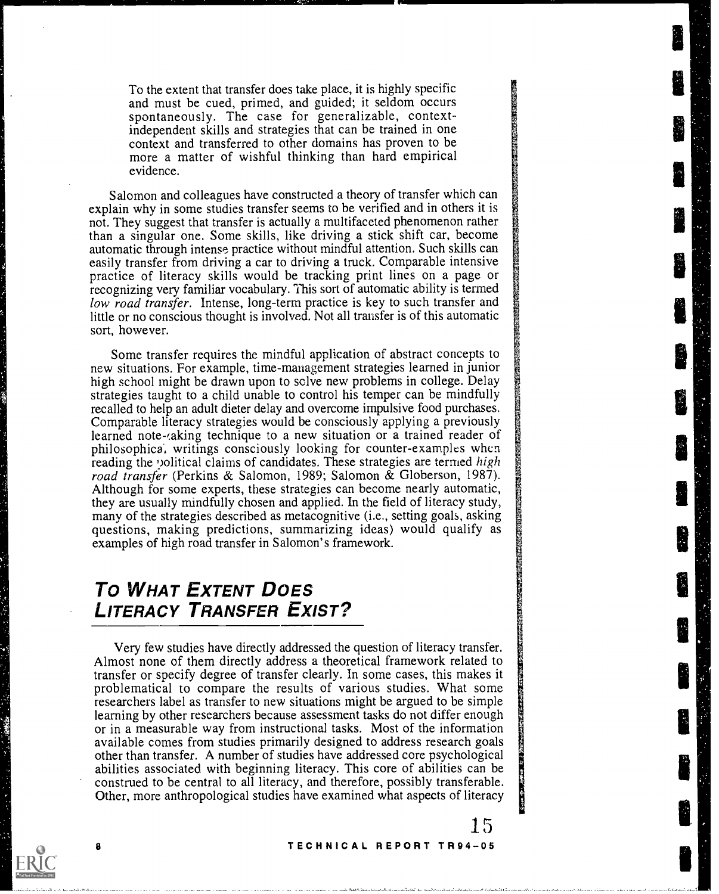To the extent that transfer does take place, it is highly specific and must be cued, primed, and guided; it seldom occurs spontaneously. The case for generalizable, context-independent skills and strategies that can be trained in one context and transferred to other domains has proven to be more a matter of wishful thinking than hard empirical evidence.

Salomon and colleagues have constructed a theory of transfer which can explain why in some studies transfer seems to be verified and in others it is not. They suggest that transfer is actually a multifaceted phenomenon rather than a singular one. Some skills, like driving a stick shift car, become automatic through intense practice without mindful attention. Such skills can easily transfer from driving a car to driving a truck. Comparable intensive practice of literacy skills would be tracking print lines on a page or recognizing very familiar vocabulary. This sort of automatic ability is termed *low road transfer*. Intense, long-term practice is key to such transfer and little or no conscious thought is involved. Not all transfer is of this automatic sort, however.

Some transfer requires the mindful application of abstract concepts to new situations. For example, time-management strategies learned in junior high school might be drawn upon to solve new problems in college. Delay strategies taught to a child unable to control his temper can be mindfully recalled to help an adult dieter delay and overcome impulsive food purchases. Comparable literacy strategies would be consciously applying a previously learned note-taking technique to a new situation or a trained reader of philosophical writings consciously looking for counter-examples when reading the political claims of candidates. These strategies are termed *high road transfer* (Perkins & Salomon, 1989; Salomon & Globerson, 1987). Although for some experts, these strategies can become nearly automatic, they are usually mindfully chosen and applied. In the field of literacy study, many of the strategies described as metacognitive (i.e., setting goals, asking questions, making predictions, summarizing ideas) would qualify as examples of high road transfer in Salomon's framework.

## To What Extent Does Literacy Transfer Exist?

Very few studies have directly addressed the question of literacy transfer. Almost none of them directly address a theoretical framework related to transfer or specify degree of transfer clearly. In some cases, this makes it problematical to compare the results of various studies. What some researchers label as transfer to new situations might be argued to be simple learning by other researchers because assessment tasks do not differ enough or in a measurable way from instructional tasks. Most of the information available comes from studies primarily designed to address research goals other than transfer. A number of studies have addressed core psychological abilities associated with beginning literacy. This core of abilities can be construed to be central to all literacy, and therefore, possibly transferable. Other, more anthropological studies have examined what aspects of literacy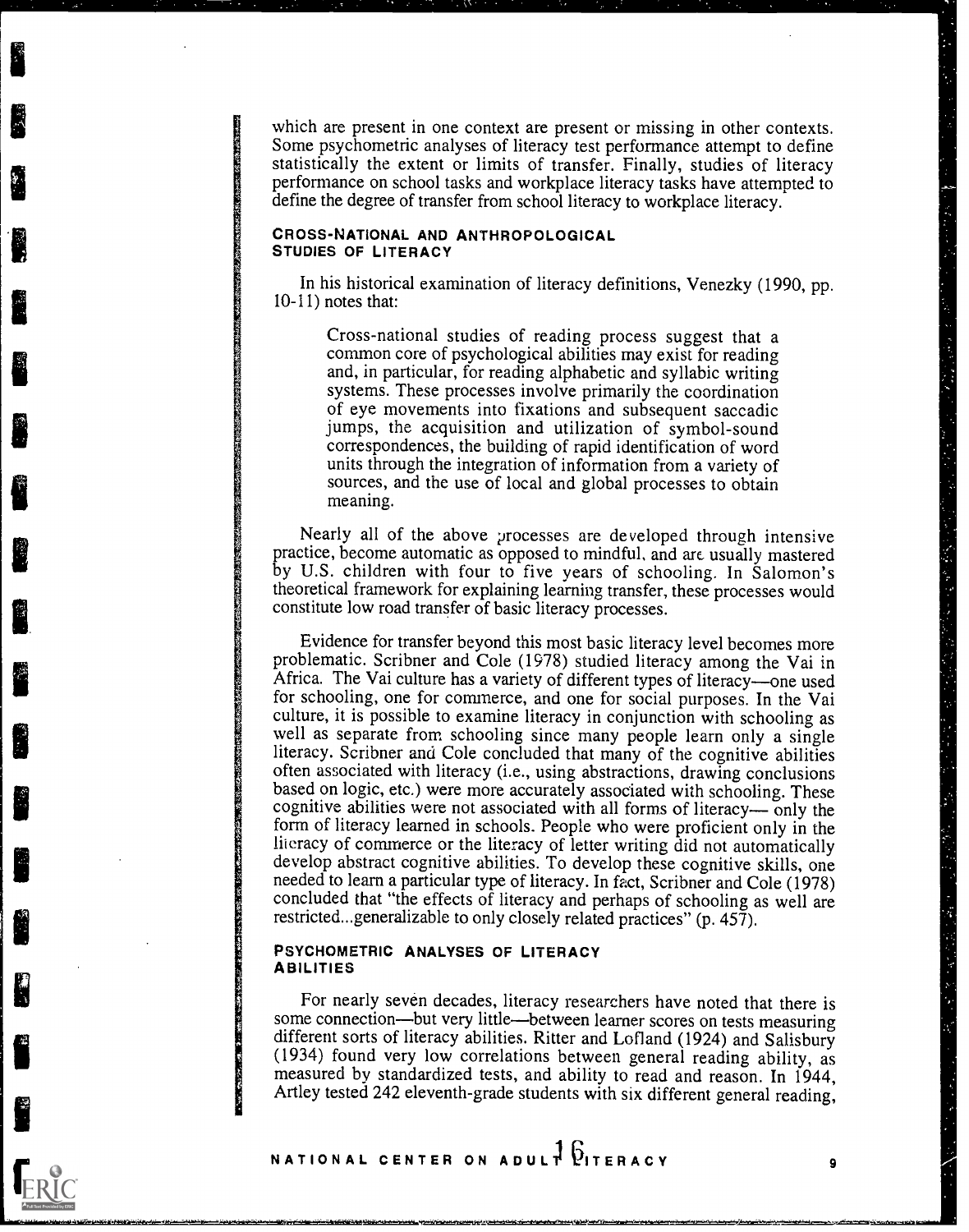which are present in one context are present or missing in other contexts. Some psychometric analyses of literacy test performance attempt to define statistically the extent or limits of transfer. Finally, studies of literacy performance on school tasks and workplace literacy tasks have attempted to define the degree of transfer from school literacy to workplace literacy.

### CROSS-NATIONAL AND ANTHROPOLOGICAL STUDIES OF LITERACY

In his historical examination of literacy definitions, Venezky (1990, pp. 10-11) notes that:

> Cross-national studies of reading process suggest that a common core of psychological abilities may exist for reading and, in particular, for reading alphabetic and syllabic writing systems. These processes involve primarily the coordination of eye movements into fixations and subsequent saccadic jumps, the acquisition and utilization of symbol-sound correspondences, the building of rapid identification of word units through the integration of information from a variety of sources, and the use of local and global processes to obtain meaning.

Nearly all of the above processes are developed through intensive practice, become automatic as opposed to mindful, and are usually mastered by U.S. children with four to five years of schooling. In Salomon's theoretical framework for explaining learning transfer, these processes would constitute low road transfer of basic literacy processes.

Evidence for transfer beyond this most basic literacy level becomes more problematic. Scribner and Cole (1978) studied literacy among the Vai in Africa. The Vai culture has a variety of different types of literacy—one used for schooling, one for commerce, and one for social purposes. In the Vai culture, it is possible to examine literacy in conjunction with schooling as well as separate from schooling since many people learn only a single literacy. Scribner and Cole concluded that many of the cognitive abilities often associated with literacy (i.e., using abstractions, drawing conclusions based on logic, etc.) were more accurately associated with schooling. These cognitive abilities were not associated with all forms of literacy— only the form of literacy learned in schools. People who were proficient only in the literacy of commerce or the literacy of letter writing did not automatically develop abstract cognitive abilities. To develop these cognitive skills, one needed to learn a particular type of literacy. In fact, Scribner and Cole (1978) concluded that "the effects of literacy and perhaps of schooling as well are restricted...generalizable to only closely related practices" (p. 457).

### PSYCHOMETRIC ANALYSES OF LITERACY ABILITIES

For nearly seven decades, literacy researchers have noted that there is some connection—but very little—between learner scores on tests measuring different sorts of literacy abilities. Ritter and Lofland (1924) and Salisbury (1934) found very low correlations between general reading ability, as measured by standardized tests, and ability to read and reason. In 1944, Artley tested 242 eleventh-grade students with six different general reading,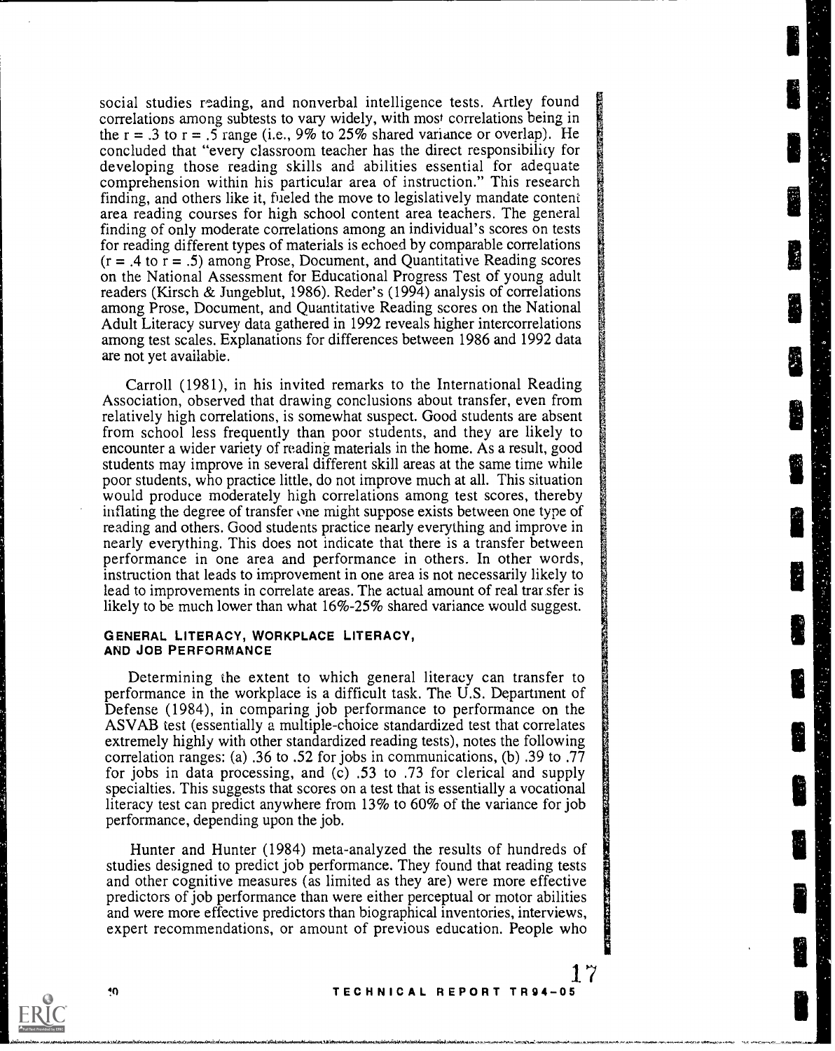social studies reading, and nonverbal intelligence tests. Artley found correlations among subtests to vary widely, with most correlations being in the $r = .3$ to $r = .5$ range (i.e., 9% to 25% shared variance or overlap). He concluded that "every classroom teacher has the direct responsibility for developing those reading skills and abilities essential for adequate comprehension within his particular area of instruction." This research finding, and others like it, fueled the move to legislatively mandate content area reading courses for high school content area teachers. The general finding of only moderate correlations among an individual's scores on tests for reading different types of materials is echoed by comparable correlations ($r = .4$ to $r = .5$) among Prose, Document, and Quantitative Reading scores on the National Assessment for Educational Progress Test of young adult readers (Kirsch & Jungeblut, 1986). Reder's (1994) analysis of correlations among Prose, Document, and Quantitative Reading scores on the National Adult Literacy survey data gathered in 1992 reveals higher intercorrelations among test scales. Explanations for differences between 1986 and 1992 data are not yet available.

Carroll (1981), in his invited remarks to the International Reading Association, observed that drawing conclusions about transfer, even from relatively high correlations, is somewhat suspect. Good students are absent from school less frequently than poor students, and they are likely to encounter a wider variety of reading materials in the home. As a result, good students may improve in several different skill areas at the same time while poor students, who practice little, do not improve much at all. This situation would produce moderately high correlations among test scores, thereby inflating the degree of transfer one might suppose exists between one type of reading and others. Good students practice nearly everything and improve in nearly everything. This does not indicate that there is a transfer between performance in one area and performance in others. In other words, instruction that leads to improvement in one area is not necessarily likely to lead to improvements in correlate areas. The actual amount of real transfer is likely to be much lower than what 16%-25% shared variance would suggest.

## GENERAL LITERACY, WORKPLACE LITERACY, AND JOB PERFORMANCE

Determining the extent to which general literacy can transfer to performance in the workplace is a difficult task. The U.S. Department of Defense (1984), in comparing job performance to performance on the ASVAB test (essentially a multiple-choice standardized test that correlates extremely highly with other standardized reading tests), notes the following correlation ranges: (a) .36 to .52 for jobs in communications, (b) .39 to .77 for jobs in data processing, and (c) .53 to .73 for clerical and supply specialties. This suggests that scores on a test that is essentially a vocational literacy test can predict anywhere from 13% to 60% of the variance for job performance, depending upon the job.

Hunter and Hunter (1984) meta-analyzed the results of hundreds of studies designed to predict job performance. They found that reading tests and other cognitive measures (as limited as they are) were more effective predictors of job performance than were either perceptual or motor abilities and were more effective predictors than biographical inventories, interviews, expert recommendations, or amount of previous education. People who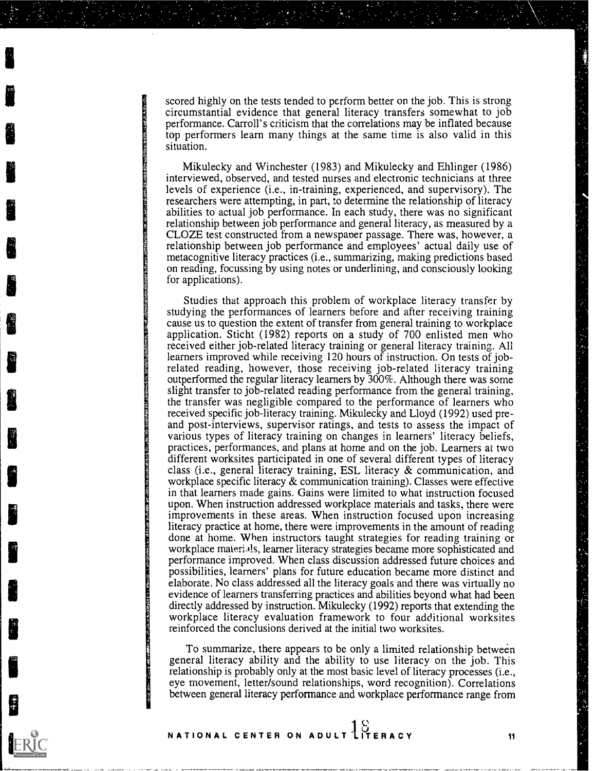scored highly on the tests tended to perform better on the job. This is strong circumstantial evidence that general literacy transfers somewhat to job performance. Carroll's criticism that the correlations may be inflated because top performers learn many things at the same time is also valid in this situation.

Mikulecky and Winchester (1983) and Mikulecky and Ehlinger (1986) interviewed, observed, and tested nurses and electronic technicians at three levels of experience (i.e., in-training, experienced, and supervisory). The researchers were attempting, in part, to determine the relationship of literacy abilities to actual job performance. In each study, there was no significant relationship between job performance and general literacy, as measured by a CLOZE test constructed from a newspaper passage. There was, however, a relationship between job performance and employees' actual daily use of metacognitive literacy practices (i.e., summarizing, making predictions based on reading, focussing by using notes or underlining, and consciously looking for applications).

Studies that approach this problem of workplace literacy transfer by studying the performances of learners before and after receiving training cause us to question the extent of transfer from general training to workplace application. Sticht (1982) reports on a study of 700 enlisted men who received either job-related literacy training or general literacy training. All learners improved while receiving 120 hours of instruction. On tests of job-related reading, however, those receiving job-related literacy training outperformed the regular literacy learners by 300%. Although there was some slight transfer to job-related reading performance from the general training, the transfer was negligible compared to the performance of learners who received specific job-literacy training. Mikulecky and Lloyd (1992) used pre- and post-interviews, supervisor ratings, and tests to assess the impact of various types of literacy training on changes in learners' literacy beliefs, practices, performances, and plans at home and on the job. Learners at two different worksites participated in one of several different types of literacy class (i.e., general literacy training, ESL literacy & communication, and workplace specific literacy & communication training). Classes were effective in that learners made gains. Gains were limited to what instruction focused upon. When instruction addressed workplace materials and tasks, there were improvements in these areas. When instruction focused upon increasing literacy practice at home, there were improvements in the amount of reading done at home. When instructors taught strategies for reading training or workplace materials, learner literacy strategies became more sophisticated and performance improved. When class discussion addressed future choices and possibilities, learners' plans for future education became more distinct and elaborate. No class addressed all the literacy goals and there was virtually no evidence of learners transferring practices and abilities beyond what had been directly addressed by instruction. Mikulecky (1992) reports that extending the workplace literacy evaluation framework to four additional worksites reinforced the conclusions derived at the initial two worksites.

To summarize, there appears to be only a limited relationship between general literacy ability and the ability to use literacy on the job. This relationship is probably only at the most basic level of literacy processes (i.e., eye movement, letter/sound relationships, word recognition). Correlations between general literacy performance and workplace performance range from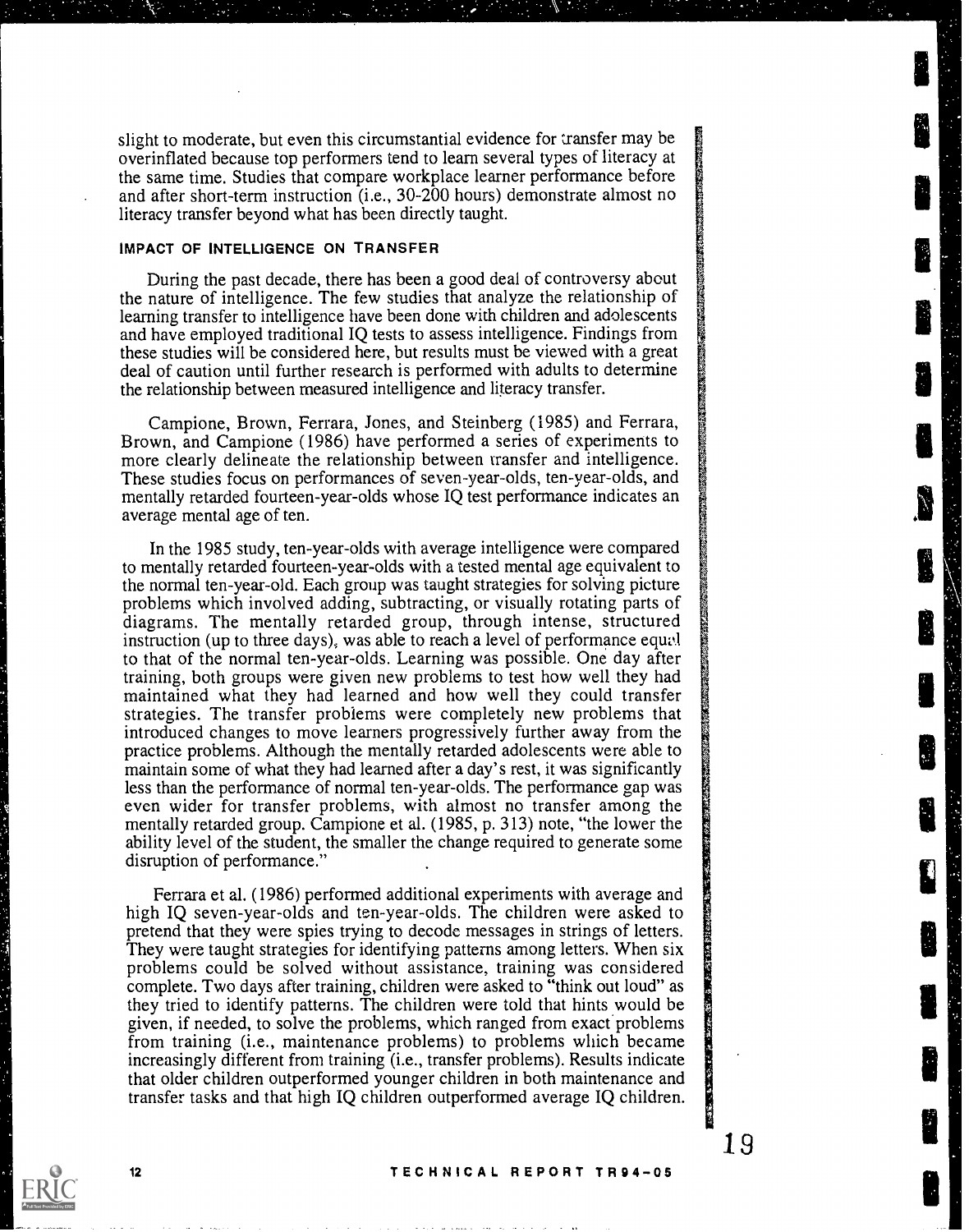slight to moderate, but even this circumstantial evidence for transfer may be overinflated because top performers tend to learn several types of literacy at the same time. Studies that compare workplace learner performance before and after short-term instruction (i.e., 30-200 hours) demonstrate almost no literacy transfer beyond what has been directly taught.

### IMPACT OF INTELLIGENCE ON TRANSFER

During the past decade, there has been a good deal of controversy about the nature of intelligence. The few studies that analyze the relationship of learning transfer to intelligence have been done with children and adolescents and have employed traditional IQ tests to assess intelligence. Findings from these studies will be considered here, but results must be viewed with a great deal of caution until further research is performed with adults to determine the relationship between measured intelligence and literacy transfer.

Campione, Brown, Ferrara, Jones, and Steinberg (1985) and Ferrara, Brown, and Campione (1986) have performed a series of experiments to more clearly delineate the relationship between transfer and intelligence. These studies focus on performances of seven-year-olds, ten-year-olds, and mentally retarded fourteen-year-olds whose IQ test performance indicates an average mental age of ten.

In the 1985 study, ten-year-olds with average intelligence were compared to mentally retarded fourteen-year-olds with a tested mental age equivalent to the normal ten-year-old. Each group was taught strategies for solving picture problems which involved adding, subtracting, or visually rotating parts of diagrams. The mentally retarded group, through intense, structured instruction (up to three days), was able to reach a level of performance equal to that of the normal ten-year-olds. Learning was possible. One day after training, both groups were given new problems to test how well they had maintained what they had learned and how well they could transfer strategies. The transfer problems were completely new problems that introduced changes to move learners progressively further away from the practice problems. Although the mentally retarded adolescents were able to maintain some of what they had learned after a day's rest, it was significantly less than the performance of normal ten-year-olds. The performance gap was even wider for transfer problems, with almost no transfer among the mentally retarded group. Campione et al. (1985, p. 313) note, "the lower the ability level of the student, the smaller the change required to generate some disruption of performance."

Ferrara et al. (1986) performed additional experiments with average and high IQ seven-year-olds and ten-year-olds. The children were asked to pretend that they were spies trying to decode messages in strings of letters. They were taught strategies for identifying patterns among letters. When six problems could be solved without assistance, training was considered complete. Two days after training, children were asked to "think out loud" as they tried to identify patterns. The children were told that hints would be given, if needed, to solve the problems, which ranged from exact problems from training (i.e., maintenance problems) to problems which became increasingly different from training (i.e., transfer problems). Results indicate that older children outperformed younger children in both maintenance and transfer tasks and that high IQ children outperformed average IQ children.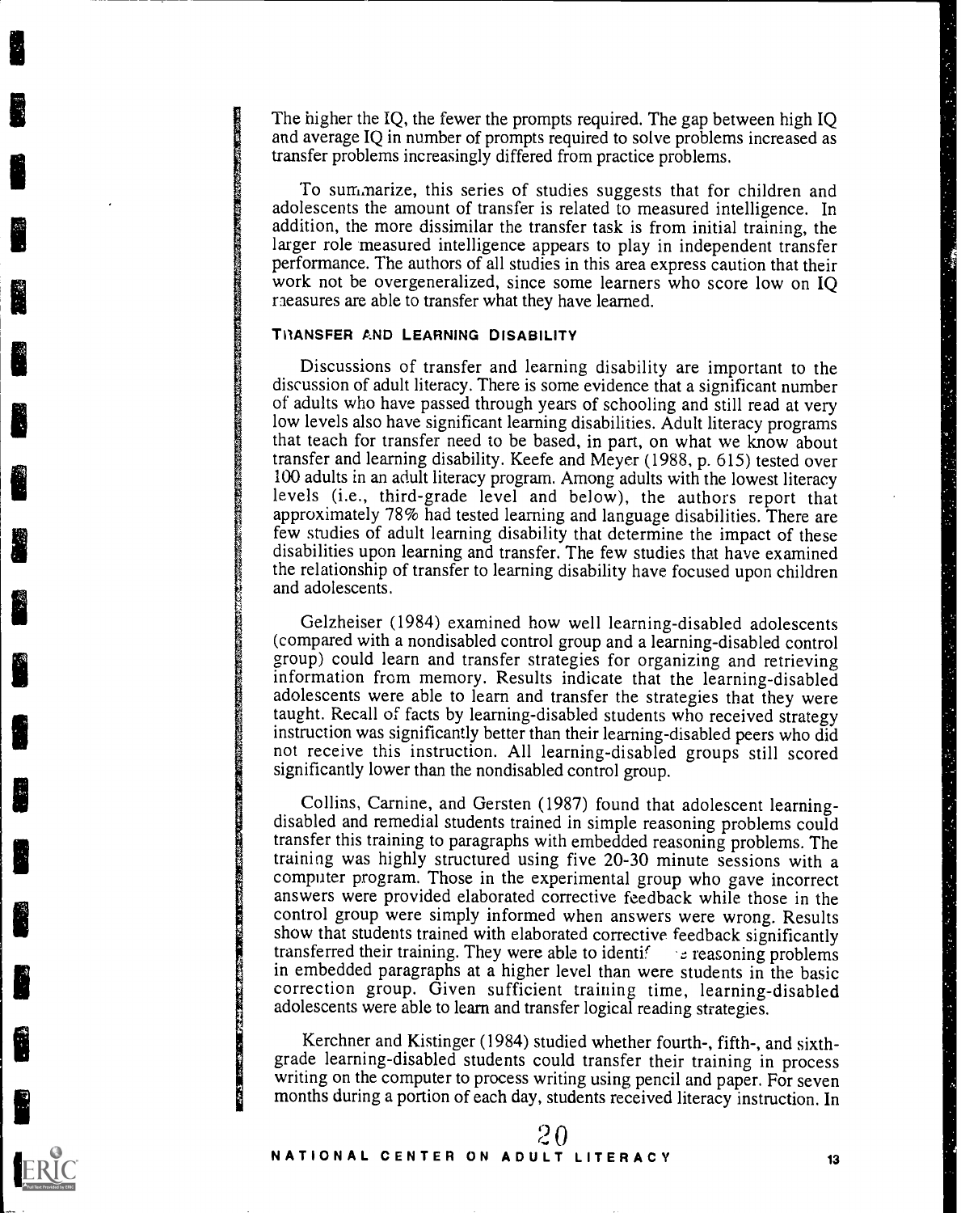The higher the IQ, the fewer the prompts required. The gap between high IQ and average IQ in number of prompts required to solve problems increased as transfer problems increasingly differed from practice problems.

To summarize, this series of studies suggests that for children and adolescents the amount of transfer is related to measured intelligence. In addition, the more dissimilar the transfer task is from initial training, the larger role measured intelligence appears to play in independent transfer performance. The authors of all studies in this area express caution that their work not be overgeneralized, since some learners who score low on IQ measures are able to transfer what they have learned.

### TRANSFER AND LEARNING DISABILITY

Discussions of transfer and learning disability are important to the discussion of adult literacy. There is some evidence that a significant number of adults who have passed through years of schooling and still read at very low levels also have significant learning disabilities. Adult literacy programs that teach for transfer need to be based, in part, on what we know about transfer and learning disability. Keefe and Meyer (1988, p. 615) tested over 100 adults in an adult literacy program. Among adults with the lowest literacy levels (i.e., third-grade level and below), the authors report that approximately 78% had tested learning and language disabilities. There are few studies of adult learning disability that determine the impact of these disabilities upon learning and transfer. The few studies that have examined the relationship of transfer to learning disability have focused upon children and adolescents.

Gelzheiser (1984) examined how well learning-disabled adolescents (compared with a nondisabled control group and a learning-disabled control group) could learn and transfer strategies for organizing and retrieving information from memory. Results indicate that the learning-disabled adolescents were able to learn and transfer the strategies that they were taught. Recall of facts by learning-disabled students who received strategy instruction was significantly better than their learning-disabled peers who did not receive this instruction. All learning-disabled groups still scored significantly lower than the nondisabled control group.

Collins, Carnine, and Gersten (1987) found that adolescent learning-disabled and remedial students trained in simple reasoning problems could transfer this training to paragraphs with embedded reasoning problems. The training was highly structured using five 20-30 minute sessions with a computer program. Those in the experimental group who gave incorrect answers were provided elaborated corrective feedback while those in the control group were simply informed when answers were wrong. Results show that students trained with elaborated corrective feedback significantly transferred their training. They were able to identify the reasoning problems in embedded paragraphs at a higher level than were students in the basic correction group. Given sufficient training time, learning-disabled adolescents were able to learn and transfer logical reading strategies.

Kerchner and Kistinger (1984) studied whether fourth-, fifth-, and sixth-grade learning-disabled students could transfer their training in process writing on the computer to process writing using pencil and paper. For seven months during a portion of each day, students received literacy instruction. In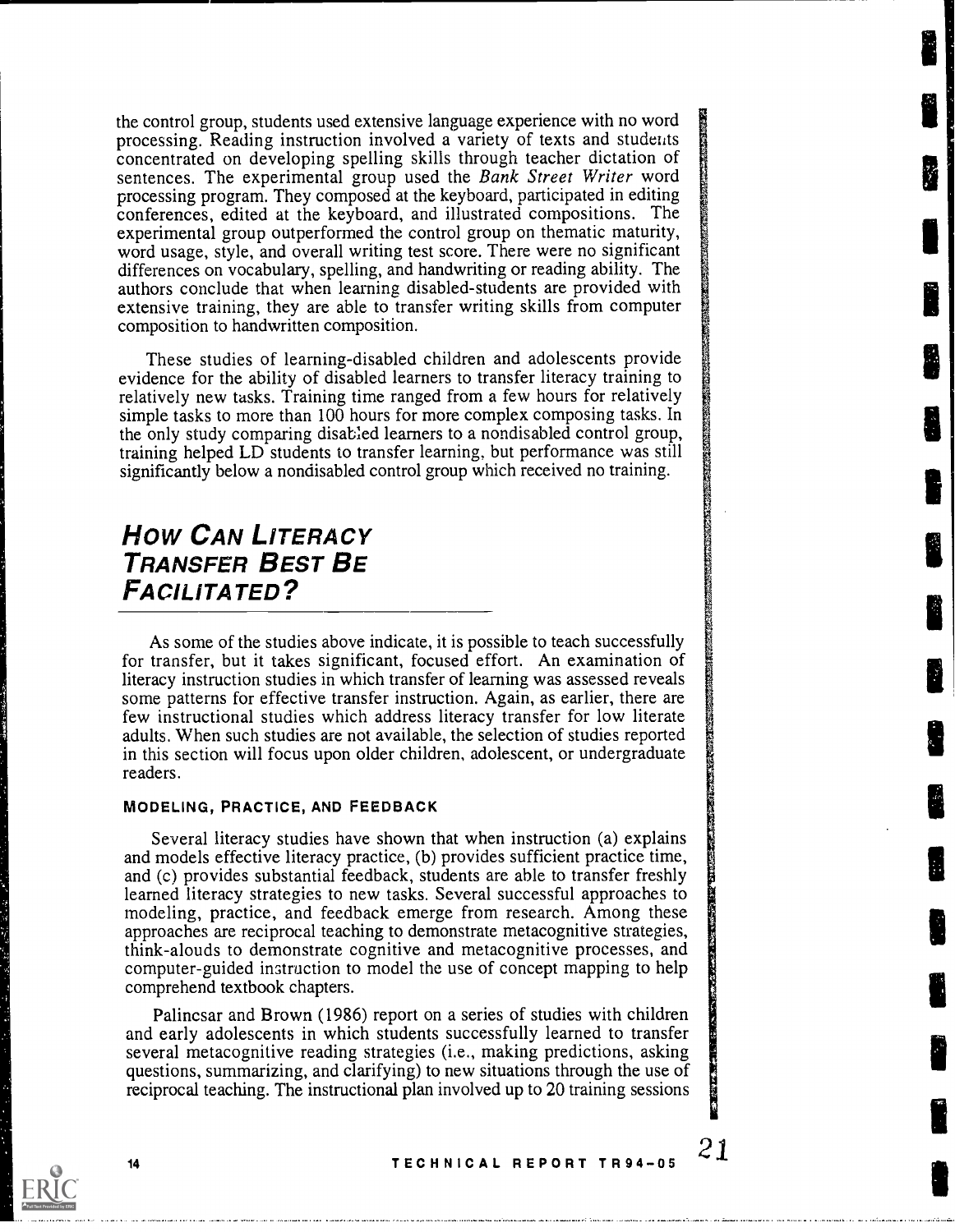the control group, students used extensive language experience with no word processing. Reading instruction involved a variety of texts and students concentrated on developing spelling skills through teacher dictation of sentences. The experimental group used the *Bank Street Writer* word processing program. They composed at the keyboard, participated in editing conferences, edited at the keyboard, and illustrated compositions. The experimental group outperformed the control group on thematic maturity, word usage, style, and overall writing test score. There were no significant differences on vocabulary, spelling, and handwriting or reading ability. The authors conclude that when learning disabled-students are provided with extensive training, they are able to transfer writing skills from computer composition to handwritten composition.

These studies of learning-disabled children and adolescents provide evidence for the ability of disabled learners to transfer literacy training to relatively new tasks. Training time ranged from a few hours for relatively simple tasks to more than 100 hours for more complex composing tasks. In the only study comparing disabled learners to a nondisabled control group, training helped LD students to transfer learning, but performance was still significantly below a nondisabled control group which received no training.

## How Can Literacy Transfer Best Be Facilitated?

As some of the studies above indicate, it is possible to teach successfully for transfer, but it takes significant, focused effort. An examination of literacy instruction studies in which transfer of learning was assessed reveals some patterns for effective transfer instruction. Again, as earlier, there are few instructional studies which address literacy transfer for low literate adults. When such studies are not available, the selection of studies reported in this section will focus upon older children, adolescent, or undergraduate readers.

### Modeling, Practice, and Feedback

Several literacy studies have shown that when instruction (a) explains and models effective literacy practice, (b) provides sufficient practice time, and (c) provides substantial feedback, students are able to transfer freshly learned literacy strategies to new tasks. Several successful approaches to modeling, practice, and feedback emerge from research. Among these approaches are reciprocal teaching to demonstrate metacognitive strategies, think-alouds to demonstrate cognitive and metacognitive processes, and computer-guided instruction to model the use of concept mapping to help comprehend textbook chapters.

Palincsar and Brown (1986) report on a series of studies with children and early adolescents in which students successfully learned to transfer several metacognitive reading strategies (i.e., making predictions, asking questions, summarizing, and clarifying) to new situations through the use of reciprocal teaching. The instructional plan involved up to 20 training sessions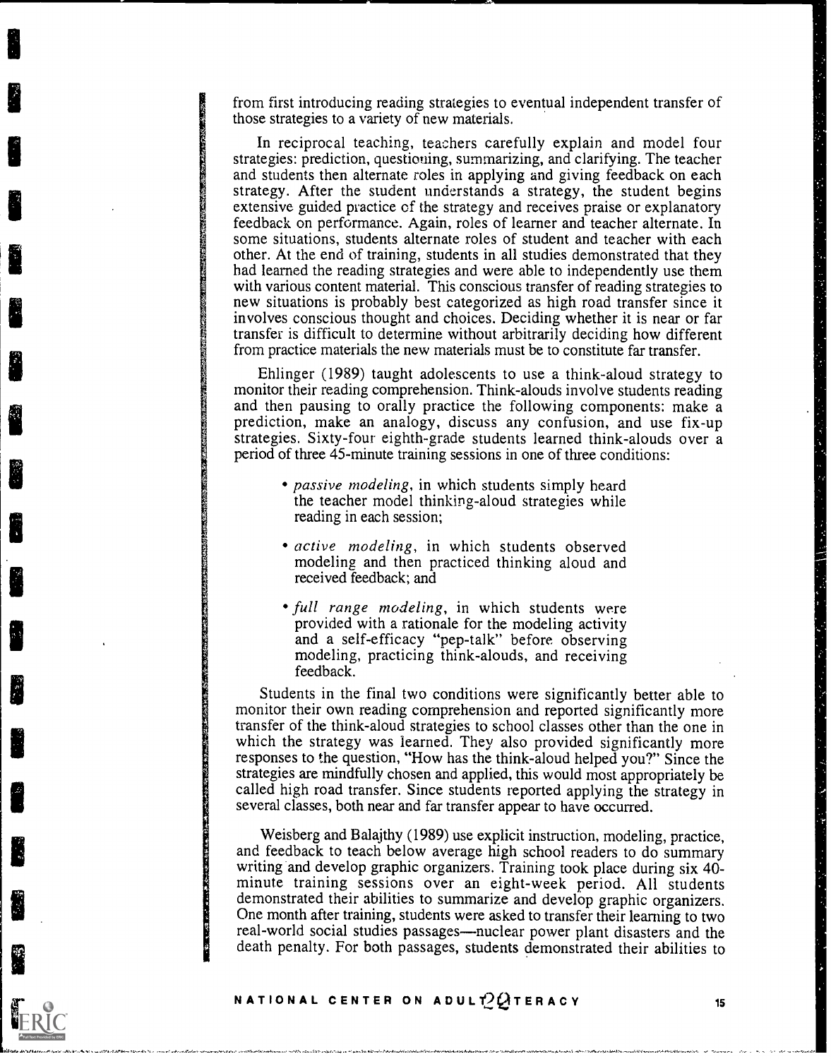from first introducing reading strategies to eventual independent transfer of those strategies to a variety of new materials.

In reciprocal teaching, teachers carefully explain and model four strategies: prediction, questioning, summarizing, and clarifying. The teacher and students then alternate roles in applying and giving feedback on each strategy. After the student understands a strategy, the student begins extensive guided practice of the strategy and receives praise or explanatory feedback on performance. Again, roles of learner and teacher alternate. In some situations, students alternate roles of student and teacher with each other. At the end of training, students in all studies demonstrated that they had learned the reading strategies and were able to independently use them with various content material. This conscious transfer of reading strategies to new situations is probably best categorized as high road transfer since it involves conscious thought and choices. Deciding whether it is near or far transfer is difficult to determine without arbitrarily deciding how different from practice materials the new materials must be to constitute far transfer.

Ehlinger (1989) taught adolescents to use a think-aloud strategy to monitor their reading comprehension. Think-alouds involve students reading and then pausing to orally practice the following components: make a prediction, make an analogy, discuss any confusion, and use fix-up strategies. Sixty-four eighth-grade students learned think-alouds over a period of three 45-minute training sessions in one of three conditions:

- *passive modeling*, in which students simply heard the teacher model thinking-aloud strategies while reading in each session;
- *active modeling*, in which students observed modeling and then practiced thinking aloud and received feedback; and
- *full range modeling*, in which students were provided with a rationale for the modeling activity and a self-efficacy "pep-talk" before observing modeling, practicing think-alouds, and receiving feedback.

Students in the final two conditions were significantly better able to monitor their own reading comprehension and reported significantly more transfer of the think-aloud strategies to school classes other than the one in which the strategy was learned. They also provided significantly more responses to the question, "How has the think-aloud helped you?" Since the strategies are mindfully chosen and applied, this would most appropriately be called high road transfer. Since students reported applying the strategy in several classes, both near and far transfer appear to have occurred.

Weisberg and Balajthy (1989) use explicit instruction, modeling, practice, and feedback to teach below average high school readers to do summary writing and develop graphic organizers. Training took place during six 40-minute training sessions over an eight-week period. All students demonstrated their abilities to summarize and develop graphic organizers. One month after training, students were asked to transfer their learning to two real-world social studies passages—nuclear power plant disasters and the death penalty. For both passages, students demonstrated their abilities to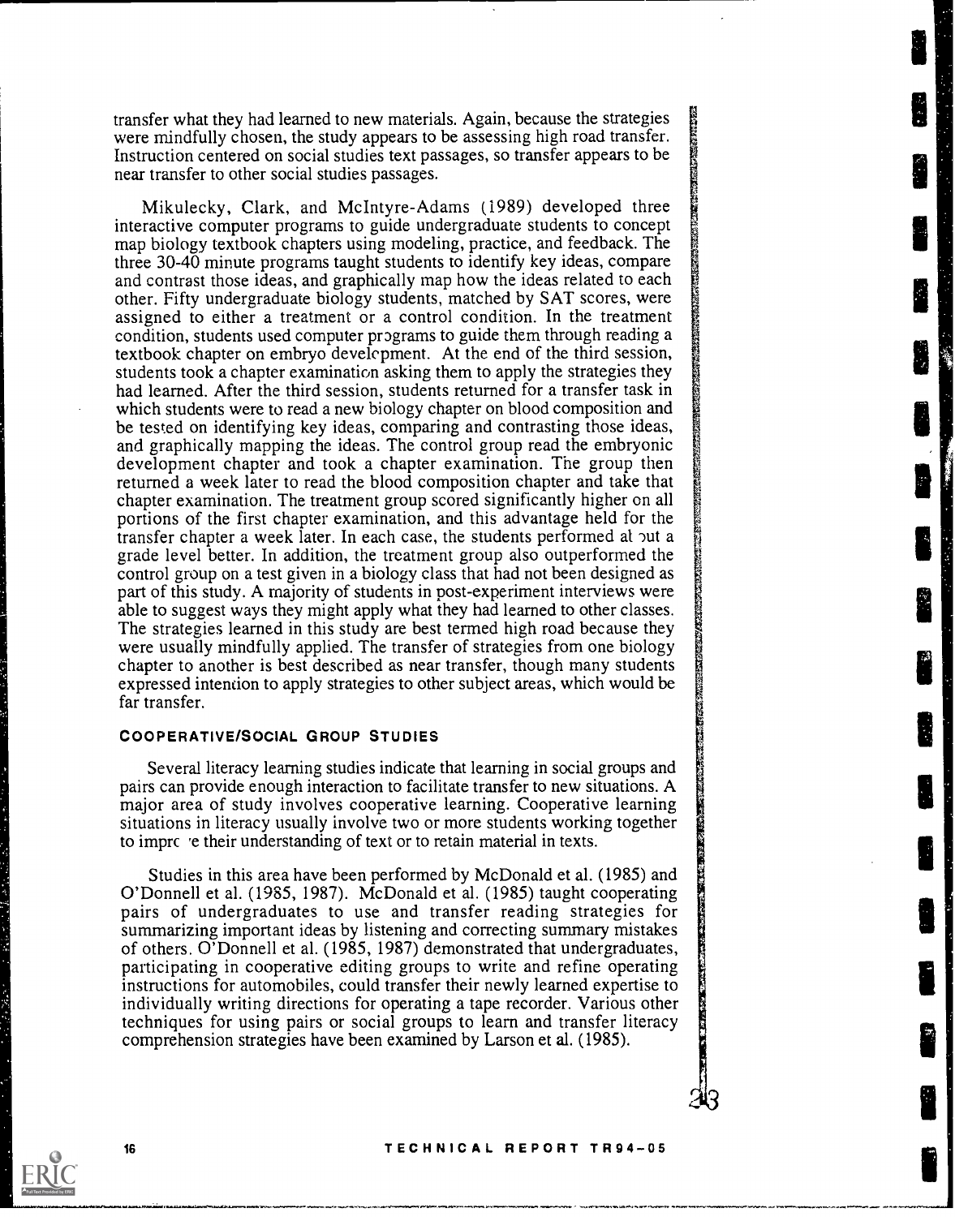transfer what they had learned to new materials. Again, because the strategies were mindfully chosen, the study appears to be assessing high road transfer. Instruction centered on social studies text passages, so transfer appears to be near transfer to other social studies passages.

Mikulecky, Clark, and McIntyre-Adams (1989) developed three interactive computer programs to guide undergraduate students to concept map biology textbook chapters using modeling, practice, and feedback. The three 30-40 minute programs taught students to identify key ideas, compare and contrast those ideas, and graphically map how the ideas related to each other. Fifty undergraduate biology students, matched by SAT scores, were assigned to either a treatment or a control condition. In the treatment condition, students used computer programs to guide them through reading a textbook chapter on embryo development. At the end of the third session, students took a chapter examination asking them to apply the strategies they had learned. After the third session, students returned for a transfer task in which students were to read a new biology chapter on blood composition and be tested on identifying key ideas, comparing and contrasting those ideas, and graphically mapping the ideas. The control group read the embryonic development chapter and took a chapter examination. The group then returned a week later to read the blood composition chapter and take that chapter examination. The treatment group scored significantly higher on all portions of the first chapter examination, and this advantage held for the transfer chapter a week later. In each case, the students performed about a grade level better. In addition, the treatment group also outperformed the control group on a test given in a biology class that had not been designed as part of this study. A majority of students in post-experiment interviews were able to suggest ways they might apply what they had learned to other classes. The strategies learned in this study are best termed high road because they were usually mindfully applied. The transfer of strategies from one biology chapter to another is best described as near transfer, though many students expressed intention to apply strategies to other subject areas, which would be far transfer.

### COOPERATIVE/SOCIAL GROUP STUDIES

Several literacy learning studies indicate that learning in social groups and pairs can provide enough interaction to facilitate transfer to new situations. A major area of study involves cooperative learning. Cooperative learning situations in literacy usually involve two or more students working together to improve their understanding of text or to retain material in texts.

Studies in this area have been performed by McDonald et al. (1985) and O'Donnell et al. (1985, 1987). McDonald et al. (1985) taught cooperating pairs of undergraduates to use and transfer reading strategies for summarizing important ideas by listening and correcting summary mistakes of others. O'Donnell et al. (1985, 1987) demonstrated that undergraduates, participating in cooperative editing groups to write and refine operating instructions for automobiles, could transfer their newly learned expertise to individually writing directions for operating a tape recorder. Various other techniques for using pairs or social groups to learn and transfer literacy comprehension strategies have been examined by Larson et al. (1985).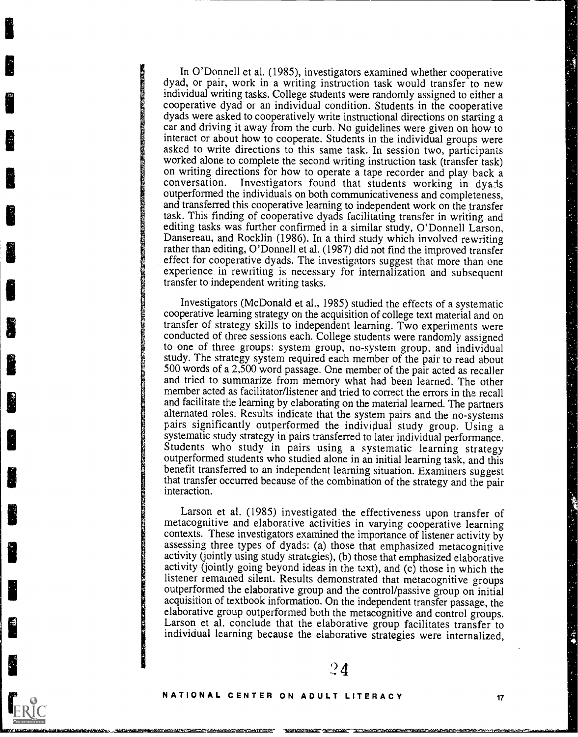In O'Donnell et al. (1985), investigators examined whether cooperative dyad, or pair, work in a writing instruction task would transfer to new individual writing tasks. College students were randomly assigned to either a cooperative dyad or an individual condition. Students in the cooperative dyads were asked to cooperatively write instructional directions on starting a car and driving it away from the curb. No guidelines were given on how to interact or about how to cooperate. Students in the individual groups were asked to write directions to this same task. In session two, participants worked alone to complete the second writing instruction task (transfer task) on writing directions for how to operate a tape recorder and play back a conversation. Investigators found that students working in dyads outperformed the individuals on both communicativeness and completeness, and transferred this cooperative learning to independent work on the transfer task. This finding of cooperative dyads facilitating transfer in writing and editing tasks was further confirmed in a similar study, O'Donnell Larson, Dansereau, and Rocklin (1986). In a third study which involved rewriting rather than editing, O'Donnell et al. (1987) did not find the improved transfer effect for cooperative dyads. The investigators suggest that more than one experience in rewriting is necessary for internalization and subsequent transfer to independent writing tasks.

Investigators (McDonald et al., 1985) studied the effects of a systematic cooperative learning strategy on the acquisition of college text material and on transfer of strategy skills to independent learning. Two experiments were conducted of three sessions each. College students were randomly assigned to one of three groups: system group, no-system group, and individual study. The strategy system required each member of the pair to read about 500 words of a 2,500 word passage. One member of the pair acted as recaller and tried to summarize from memory what had been learned. The other member acted as facilitator/listener and tried to correct the errors in the recall and facilitate the learning by elaborating on the material learned. The partners alternated roles. Results indicate that the system pairs and the no-systems pairs significantly outperformed the individual study group. Using a systematic study strategy in pairs transferred to later individual performance. Students who study in pairs using a systematic learning strategy outperformed students who studied alone in an initial learning task, and this benefit transferred to an independent learning situation. Examiners suggest that transfer occurred because of the combination of the strategy and the pair interaction.

Larson et al. (1985) investigated the effectiveness upon transfer of metacognitive and elaborative activities in varying cooperative learning contexts. These investigators examined the importance of listener activity by assessing three types of dyads: (a) those that emphasized metacognitive activity (jointly using study strategies), (b) those that emphasized elaborative activity (jointly going beyond ideas in the text), and (c) those in which the listener remained silent. Results demonstrated that metacognitive groups outperformed the elaborative group and the control/passive group on initial acquisition of textbook information. On the independent transfer passage, the elaborative group outperformed both the metacognitive and control groups. Larson et al. conclude that the elaborative group facilitates transfer to individual learning because the elaborative strategies were internalized,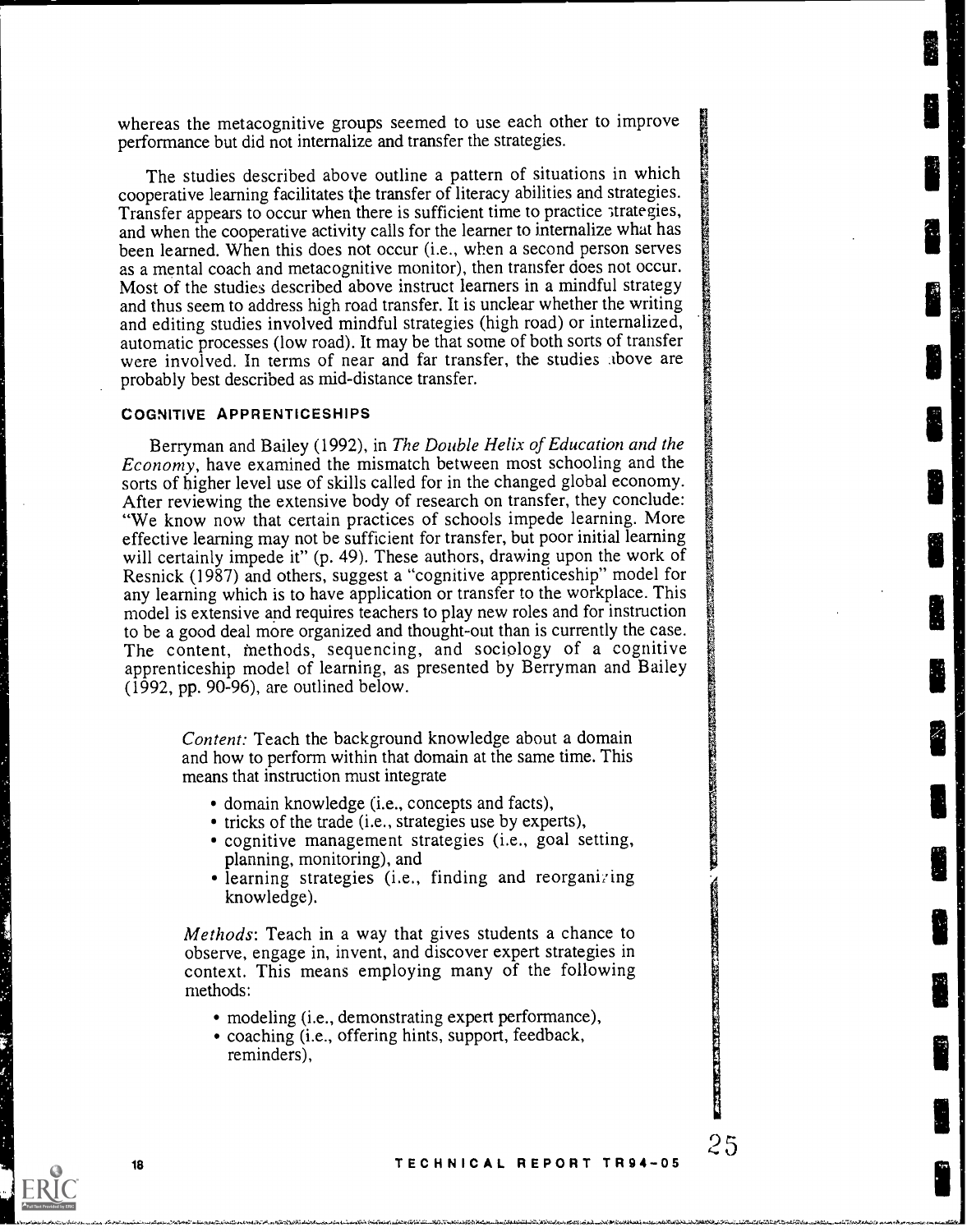whereas the metacognitive groups seemed to use each other to improve performance but did not internalize and transfer the strategies.

The studies described above outline a pattern of situations in which cooperative learning facilitates the transfer of literacy abilities and strategies. Transfer appears to occur when there is sufficient time to practice strategies, and when the cooperative activity calls for the learner to internalize what has been learned. When this does not occur (i.e., when a second person serves as a mental coach and metacognitive monitor), then transfer does not occur. Most of the studies described above instruct learners in a mindful strategy and thus seem to address high road transfer. It is unclear whether the writing and editing studies involved mindful strategies (high road) or internalized, automatic processes (low road). It may be that some of both sorts of transfer were involved. In terms of near and far transfer, the studies above are probably best described as mid-distance transfer.

### COGNITIVE APPRENTICESHIPS

Berryman and Bailey (1992), in *The Double Helix of Education and the Economy*, have examined the mismatch between most schooling and the sorts of higher level use of skills called for in the changed global economy. After reviewing the extensive body of research on transfer, they conclude: "We know now that certain practices of schools impede learning. More effective learning may not be sufficient for transfer, but poor initial learning will certainly impede it" (p. 49). These authors, drawing upon the work of Resnick (1987) and others, suggest a "cognitive apprenticeship" model for any learning which is to have application or transfer to the workplace. This model is extensive and requires teachers to play new roles and for instruction to be a good deal more organized and thought-out than is currently the case. The content, methods, sequencing, and sociology of a cognitive apprenticeship model of learning, as presented by Berryman and Bailey (1992, pp. 90-96), are outlined below.

> *Content:* Teach the background knowledge about a domain and how to perform within that domain at the same time. This means that instruction must integrate
>
> - domain knowledge (i.e., concepts and facts),
> - tricks of the trade (i.e., strategies use by experts),
> - cognitive management strategies (i.e., goal setting, planning, monitoring), and
> - learning strategies (i.e., finding and reorganizing knowledge).
>
> *Methods*: Teach in a way that gives students a chance to observe, engage in, invent, and discover expert strategies in context. This means employing many of the following methods:
>
> - modeling (i.e., demonstrating expert performance),
> - coaching (i.e., offering hints, support, feedback, reminders),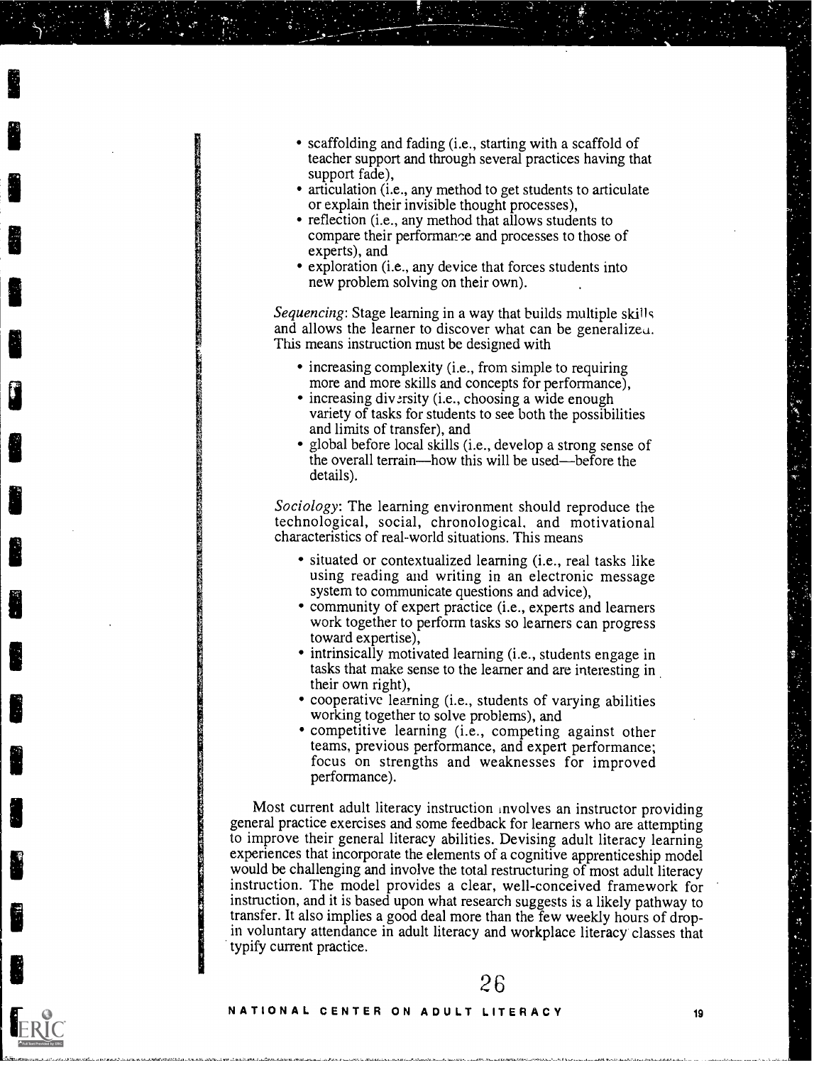- scaffolding and fading (i.e., starting with a scaffold of teacher support and through several practices having that support fade),
- articulation (i.e., any method to get students to articulate or explain their invisible thought processes),
- reflection (i.e., any method that allows students to compare their performance and processes to those of experts), and
- exploration (i.e., any device that forces students into new problem solving on their own).

*Sequencing*: Stage learning in a way that builds multiple skills and allows the learner to discover what can be generalized. This means instruction must be designed with

- increasing complexity (i.e., from simple to requiring more and more skills and concepts for performance),
- increasing diversity (i.e., choosing a wide enough variety of tasks for students to see both the possibilities and limits of transfer), and
- global before local skills (i.e., develop a strong sense of the overall terrain—how this will be used—before the details).

*Sociology*: The learning environment should reproduce the technological, social, chronological, and motivational characteristics of real-world situations. This means

- situated or contextualized learning (i.e., real tasks like using reading and writing in an electronic message system to communicate questions and advice),
- community of expert practice (i.e., experts and learners work together to perform tasks so learners can progress toward expertise),
- intrinsically motivated learning (i.e., students engage in tasks that make sense to the learner and are interesting in their own right),
- cooperative learning (i.e., students of varying abilities working together to solve problems), and
- competitive learning (i.e., competing against other teams, previous performance, and expert performance; focus on strengths and weaknesses for improved performance).

Most current adult literacy instruction involves an instructor providing general practice exercises and some feedback for learners who are attempting to improve their general literacy abilities. Devising adult literacy learning experiences that incorporate the elements of a cognitive apprenticeship model would be challenging and involve the total restructuring of most adult literacy instruction. The model provides a clear, well-conceived framework for instruction, and it is based upon what research suggests is a likely pathway to transfer. It also implies a good deal more than the few weekly hours of drop-in voluntary attendance in adult literacy and workplace literacy classes that typify current practice.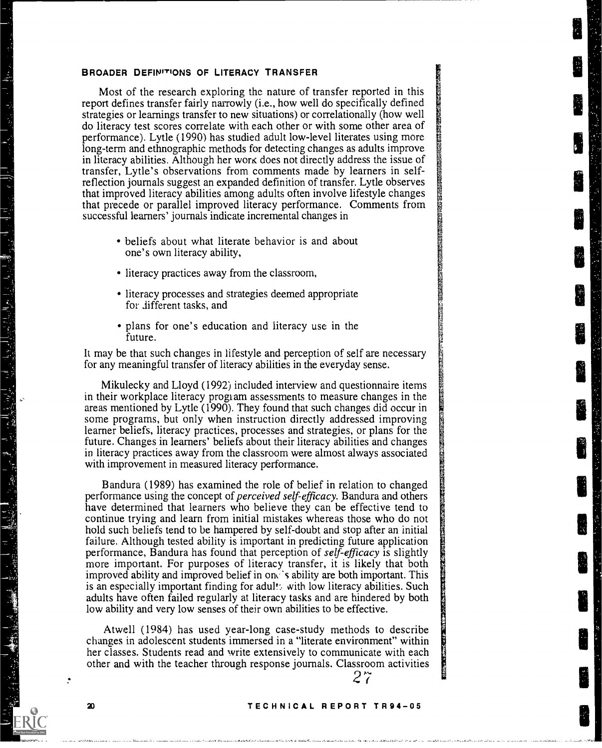### BROADER DEFINITIONS OF LITERACY TRANSFER

Most of the research exploring the nature of transfer reported in this report defines transfer fairly narrowly (i.e., how well do specifically defined strategies or learnings transfer to new situations) or correlationally (how well do literacy test scores correlate with each other or with some other area of performance). Lytle (1990) has studied adult low-level literates using more long-term and ethnographic methods for detecting changes as adults improve in literacy abilities. Although her work does not directly address the issue of transfer, Lytle's observations from comments made by learners in self-reflection journals suggest an expanded definition of transfer. Lytle observes that improved literacy abilities among adults often involve lifestyle changes that precede or parallel improved literacy performance. Comments from successful learners' journals indicate incremental changes in

- beliefs about what literate behavior is and about one's own literacy ability,
- literacy practices away from the classroom,
- literacy processes and strategies deemed appropriate for different tasks, and
- plans for one's education and literacy use in the future.

It may be that such changes in lifestyle and perception of self are necessary for any meaningful transfer of literacy abilities in the everyday sense.

Mikulecky and Lloyd (1992) included interview and questionnaire items in their workplace literacy program assessments to measure changes in the areas mentioned by Lytle (1990). They found that such changes did occur in some programs, but only when instruction directly addressed improving learner beliefs, literacy practices, processes and strategies, or plans for the future. Changes in learners' beliefs about their literacy abilities and changes in literacy practices away from the classroom were almost always associated with improvement in measured literacy performance.

Bandura (1989) has examined the role of belief in relation to changed performance using the concept of *perceived self-efficacy*. Bandura and others have determined that learners who believe they can be effective tend to continue trying and learn from initial mistakes whereas those who do not hold such beliefs tend to be hampered by self-doubt and stop after an initial failure. Although tested ability is important in predicting future application performance, Bandura has found that perception of *self-efficacy* is slightly more important. For purposes of literacy transfer, it is likely that both improved ability and improved belief in one's ability are both important. This is an especially important finding for adults with low literacy abilities. Such adults have often failed regularly at literacy tasks and are hindered by both low ability and very low senses of their own abilities to be effective.

Atwell (1984) has used year-long case-study methods to describe changes in adolescent students immersed in a "literate environment" within her classes. Students read and write extensively to communicate with each other and with the teacher through response journals. Classroom activities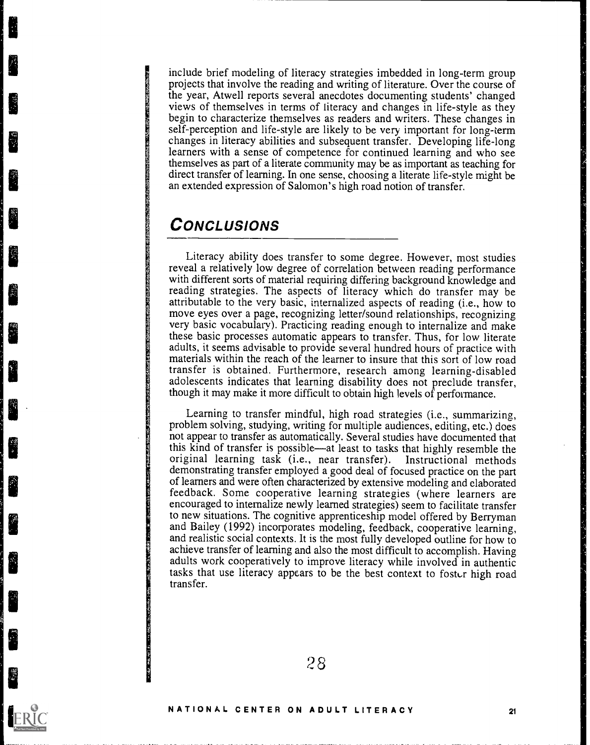include brief modeling of literacy strategies imbedded in long-term group projects that involve the reading and writing of literature. Over the course of the year, Atwell reports several anecdotes documenting students' changed views of themselves in terms of literacy and changes in life-style as they begin to characterize themselves as readers and writers. These changes in self-perception and life-style are likely to be very important for long-term changes in literacy abilities and subsequent transfer. Developing life-long learners with a sense of competence for continued learning and who see themselves as part of a literate community may be as important as teaching for direct transfer of learning. In one sense, choosing a literate life-style might be an extended expression of Salomon's high road notion of transfer.

## CONCLUSIONS

Literacy ability does transfer to some degree. However, most studies reveal a relatively low degree of correlation between reading performance with different sorts of material requiring differing background knowledge and reading strategies. The aspects of literacy which do transfer may be attributable to the very basic, internalized aspects of reading (i.e., how to move eyes over a page, recognizing letter/sound relationships, recognizing very basic vocabulary). Practicing reading enough to internalize and make these basic processes automatic appears to transfer. Thus, for low literate adults, it seems advisable to provide several hundred hours of practice with materials within the reach of the learner to insure that this sort of low road transfer is obtained. Furthermore, research among learning-disabled adolescents indicates that learning disability does not preclude transfer, though it may make it more difficult to obtain high levels of performance.

Learning to transfer mindful, high road strategies (i.e., summarizing, problem solving, studying, writing for multiple audiences, editing, etc.) does not appear to transfer as automatically. Several studies have documented that this kind of transfer is possible—at least to tasks that highly resemble the original learning task (i.e., near transfer). Instructional methods demonstrating transfer employed a good deal of focused practice on the part of learners and were often characterized by extensive modeling and elaborated feedback. Some cooperative learning strategies (where learners are encouraged to internalize newly learned strategies) seem to facilitate transfer to new situations. The cognitive apprenticeship model offered by Berryman and Bailey (1992) incorporates modeling, feedback, cooperative learning, and realistic social contexts. It is the most fully developed outline for how to achieve transfer of learning and also the most difficult to accomplish. Having adults work cooperatively to improve literacy while involved in authentic tasks that use literacy appears to be the best context to foster high road transfer.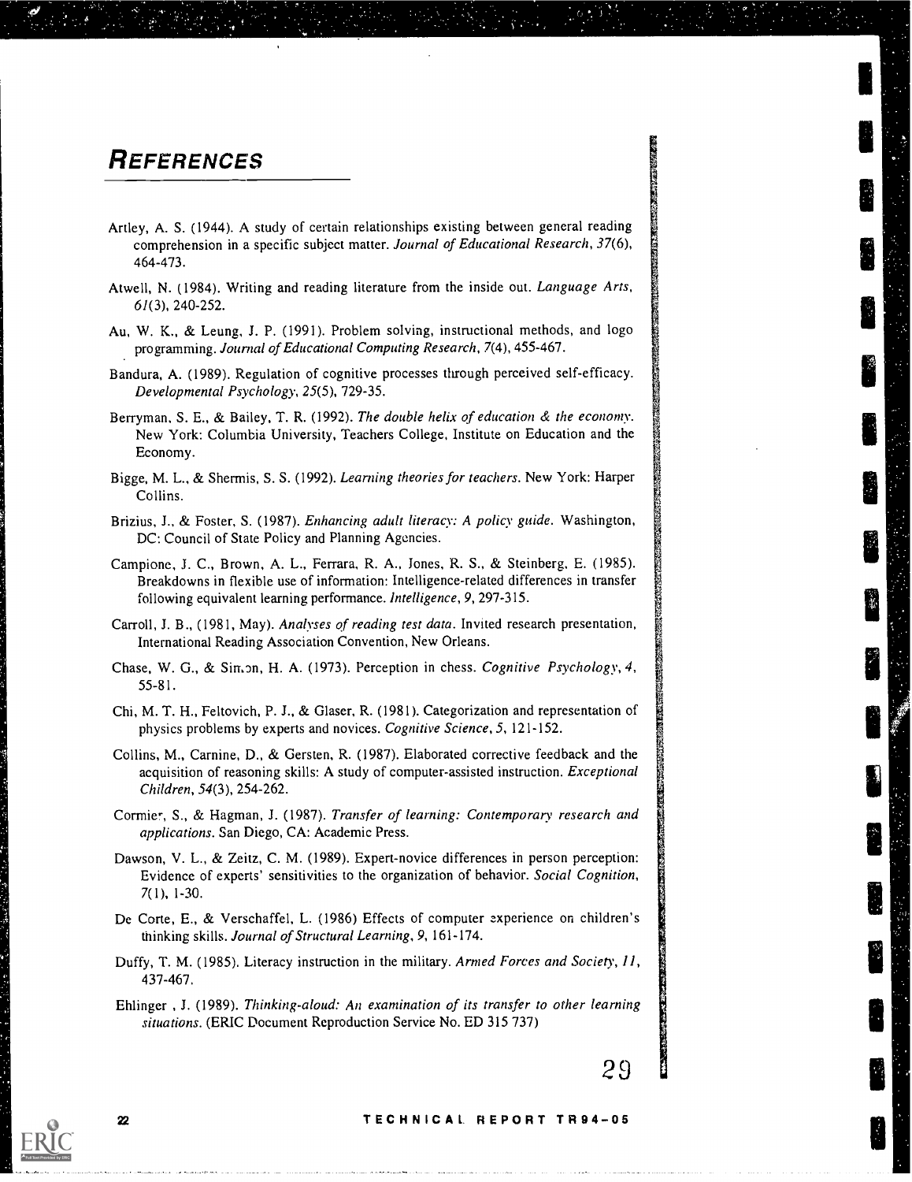## REFERENCES

Artley, A. S. (1944). A study of certain relationships existing between general reading comprehension in a specific subject matter. *Journal of Educational Research, 37*(6), 464-473.

Atwell, N. (1984). Writing and reading literature from the inside out. *Language Arts, 61*(3), 240-252.

Au, W. K., & Leung, J. P. (1991). Problem solving, instructional methods, and logo programming. *Journal of Educational Computing Research, 7*(4), 455-467.

Bandura, A. (1989). Regulation of cognitive processes through perceived self-efficacy. *Developmental Psychology, 25*(5), 729-35.

Berryman, S. E., & Bailey, T. R. (1992). *The double helix of education & the economy.* New York: Columbia University, Teachers College, Institute on Education and the Economy.

Bigge, M. L., & Shermis, S. S. (1992). *Learning theories for teachers.* New York: Harper Collins.

Brizius, J., & Foster, S. (1987). *Enhancing adult literacy: A policy guide.* Washington, DC: Council of State Policy and Planning Agencies.

Campione, J. C., Brown, A. L., Ferrara, R. A., Jones, R. S., & Steinberg, E. (1985). Breakdowns in flexible use of information: Intelligence-related differences in transfer following equivalent learning performance. *Intelligence, 9*, 297-315.

Carroll, J. B., (1981, May). *Analyses of reading test data.* Invited research presentation, International Reading Association Convention, New Orleans.

Chase, W. G., & Simon, H. A. (1973). Perception in chess. *Cognitive Psychology, 4*, 55-81.

Chi, M. T. H., Feltovich, P. J., & Glaser, R. (1981). Categorization and representation of physics problems by experts and novices. *Cognitive Science, 5*, 121-152.

Collins, M., Carnine, D., & Gersten, R. (1987). Elaborated corrective feedback and the acquisition of reasoning skills: A study of computer-assisted instruction. *Exceptional Children, 54*(3), 254-262.

Cormier, S., & Hagman, J. (1987). *Transfer of learning: Contemporary research and applications.* San Diego, CA: Academic Press.

Dawson, V. L., & Zeitz, C. M. (1989). Expert-novice differences in person perception: Evidence of experts' sensitivities to the organization of behavior. *Social Cognition, 7*(1), 1-30.

De Corte, E., & Verschaffel, L. (1986) Effects of computer experience on children's thinking skills. *Journal of Structural Learning, 9*, 161-174.

Duffy, T. M. (1985). Literacy instruction in the military. *Armed Forces and Society, 11*, 437-467.

Ehlinger , J. (1989). *Thinking-aloud: An examination of its transfer to other learning situations.* (ERIC Document Reproduction Service No. ED 315 737)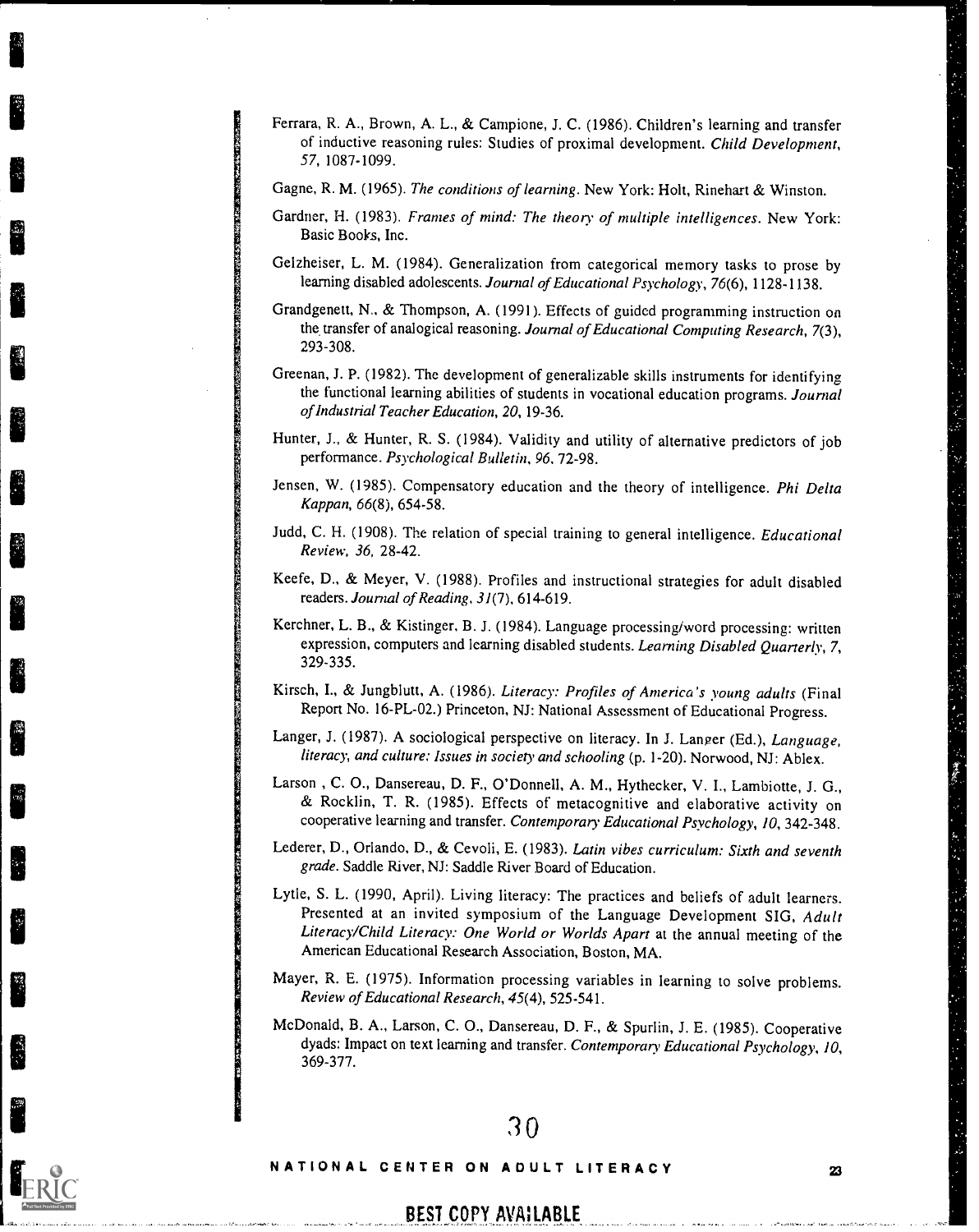Ferrara, R. A., Brown, A. L., & Campione, J. C. (1986). Children's learning and transfer of inductive reasoning rules: Studies of proximal development. *Child Development, 57*, 1087-1099.

Gagne, R. M. (1965). *The conditions of learning*. New York: Holt, Rinehart & Winston.

Gardner, H. (1983). *Frames of mind: The theory of multiple intelligences*. New York: Basic Books, Inc.

Gelzheiser, L. M. (1984). Generalization from categorical memory tasks to prose by learning disabled adolescents. *Journal of Educational Psychology, 76*(6), 1128-1138.

Grandgenett, N., & Thompson, A. (1991). Effects of guided programming instruction on the transfer of analogical reasoning. *Journal of Educational Computing Research, 7*(3), 293-308.

Greenan, J. P. (1982). The development of generalizable skills instruments for identifying the functional learning abilities of students in vocational education programs. *Journal of Industrial Teacher Education, 20*, 19-36.

Hunter, J., & Hunter, R. S. (1984). Validity and utility of alternative predictors of job performance. *Psychological Bulletin, 96*, 72-98.

Jensen, W. (1985). Compensatory education and the theory of intelligence. *Phi Delta Kappan, 66*(8), 654-58.

Judd, C. H. (1908). The relation of special training to general intelligence. *Educational Review, 36*, 28-42.

Keefe, D., & Meyer, V. (1988). Profiles and instructional strategies for adult disabled readers. *Journal of Reading, 31*(7), 614-619.

Kerchner, L. B., & Kistinger, B. J. (1984). Language processing/word processing: written expression, computers and learning disabled students. *Learning Disabled Quarterly, 7*, 329-335.

Kirsch, I., & Jungblutt, A. (1986). *Literacy: Profiles of America's young adults* (Final Report No. 16-PL-02.) Princeton, NJ: National Assessment of Educational Progress.

Langer, J. (1987). A sociological perspective on literacy. In J. Langer (Ed.), *Language, literacy, and culture: Issues in society and schooling* (p. 1-20). Norwood, NJ: Ablex.

Larson , C. O., Dansereau, D. F., O'Donnell, A. M., Hythecker, V. I., Lambiotte, J. G., & Rocklin, T. R. (1985). Effects of metacognitive and elaborative activity on cooperative learning and transfer. *Contemporary Educational Psychology, 10*, 342-348.

Lederer, D., Orlando, D., & Cevoli, E. (1983). *Latin vibes curriculum: Sixth and seventh grade*. Saddle River, NJ: Saddle River Board of Education.

Lytle, S. L. (1990, April). Living literacy: The practices and beliefs of adult learners. Presented at an invited symposium of the Language Development SIG, *Adult Literacy/Child Literacy: One World or Worlds Apart* at the annual meeting of the American Educational Research Association, Boston, MA.

Mayer, R. E. (1975). Information processing variables in learning to solve problems. *Review of Educational Research, 45*(4), 525-541.

McDonald, B. A., Larson, C. O., Dansereau, D. F., & Spurlin, J. E. (1985). Cooperative dyads: Impact on text learning and transfer. *Contemporary Educational Psychology, 10*, 369-377.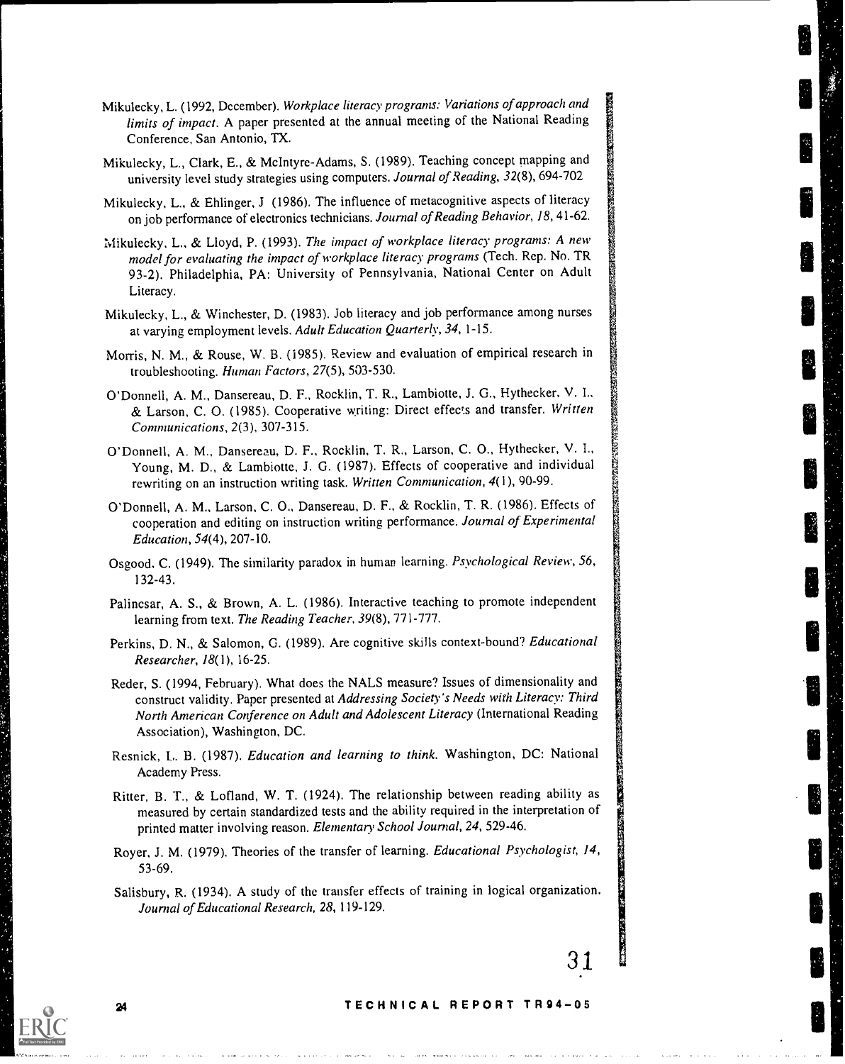Mikulecky, L. (1992, December). *Workplace literacy programs: Variations of approach and limits of impact*. A paper presented at the annual meeting of the National Reading Conference, San Antonio, TX.

Mikulecky, L., Clark, E., & McIntyre-Adams, S. (1989). Teaching concept mapping and university level study strategies using computers. *Journal of Reading, 32*(8), 694-702

Mikulecky, L., & Ehlinger, J (1986). The influence of metacognitive aspects of literacy on job performance of electronics technicians. *Journal of Reading Behavior, 18*, 41-62.

Mikulecky, L., & Lloyd, P. (1993). *The impact of workplace literacy programs: A new model for evaluating the impact of workplace literacy programs* (Tech. Rep. No. TR 93-2). Philadelphia, PA: University of Pennsylvania, National Center on Adult Literacy.

Mikulecky, L., & Winchester, D. (1983). Job literacy and job performance among nurses at varying employment levels. *Adult Education Quarterly, 34*, 1-15.

Morris, N. M., & Rouse, W. B. (1985). Review and evaluation of empirical research in troubleshooting. *Human Factors, 27*(5), 503-530.

O'Donnell, A. M., Dansereau, D. F., Rocklin, T. R., Lambiotte, J. G., Hythecker, V. I., & Larson, C. O. (1985). Cooperative writing: Direct effects and transfer. *Written Communications, 2*(3), 307-315.

O'Donnell, A. M., Dansereau, D. F., Rocklin, T. R., Larson, C. O., Hythecker, V. I., Young, M. D., & Lambiotte, J. G. (1987). Effects of cooperative and individual rewriting on an instruction writing task. *Written Communication, 4*(1), 90-99.

O'Donnell, A. M., Larson, C. O., Dansereau, D. F., & Rocklin, T. R. (1986). Effects of cooperation and editing on instruction writing performance. *Journal of Experimental Education, 54*(4), 207-10.

Osgood, C. (1949). The similarity paradox in human learning. *Psychological Review, 56*, 132-43.

Palincsar, A. S., & Brown, A. L. (1986). Interactive teaching to promote independent learning from text. *The Reading Teacher, 39*(8), 771-777.

Perkins, D. N., & Salomon, G. (1989). Are cognitive skills context-bound? *Educational Researcher, 18*(1), 16-25.

Reder, S. (1994, February). What does the NALS measure? Issues of dimensionality and construct validity. Paper presented at *Addressing Society's Needs with Literacy: Third North American Conference on Adult and Adolescent Literacy* (International Reading Association), Washington, DC.

Resnick, L. B. (1987). *Education and learning to think*. Washington, DC: National Academy Press.

Ritter, B. T., & Lofland, W. T. (1924). The relationship between reading ability as measured by certain standardized tests and the ability required in the interpretation of printed matter involving reason. *Elementary School Journal, 24*, 529-46.

Royer, J. M. (1979). Theories of the transfer of learning. *Educational Psychologist, 14*, 53-69.

Salisbury, R. (1934). A study of the transfer effects of training in logical organization. *Journal of Educational Research, 28*, 119-129.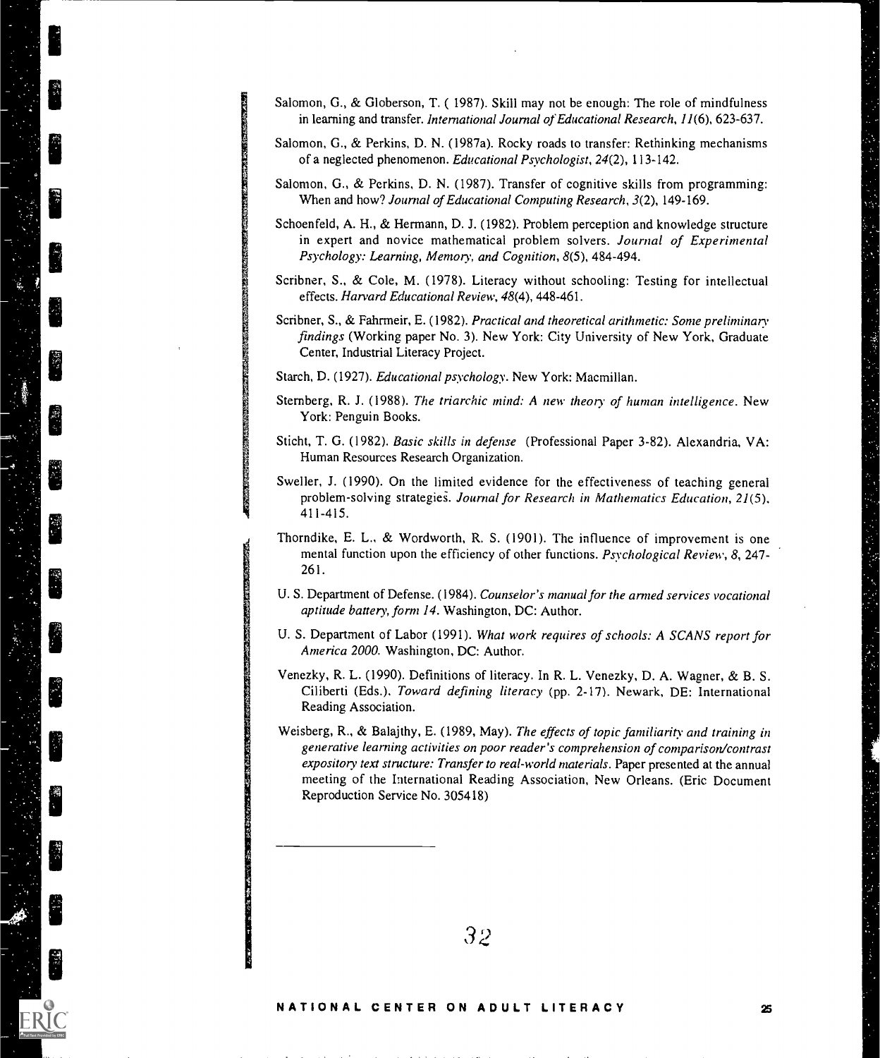Salomon, G., & Globerson, T. ( 1987). Skill may not be enough: The role of mindfulness in learning and transfer. *International Journal of Educational Research, 11*(6), 623-637.

Salomon, G., & Perkins, D. N. (1987a). Rocky roads to transfer: Rethinking mechanisms of a neglected phenomenon. *Educational Psychologist, 24*(2), 113-142.

Salomon, G., & Perkins, D. N. (1987). Transfer of cognitive skills from programming: When and how? *Journal of Educational Computing Research, 3*(2), 149-169.

Schoenfeld, A. H., & Hermann, D. J. (1982). Problem perception and knowledge structure in expert and novice mathematical problem solvers. *Journal of Experimental Psychology: Learning, Memory, and Cognition, 8*(5), 484-494.

Scribner, S., & Cole, M. (1978). Literacy without schooling: Testing for intellectual effects. *Harvard Educational Review, 48*(4), 448-461.

Scribner, S., & Fahrmeir, E. (1982). *Practical and theoretical arithmetic: Some preliminary findings* (Working paper No. 3). New York: City University of New York, Graduate Center, Industrial Literacy Project.

Starch, D. (1927). *Educational psychology*. New York: Macmillan.

Sternberg, R. J. (1988). *The triarchic mind: A new theory of human intelligence*. New York: Penguin Books.

Sticht, T. G. (1982). *Basic skills in defense* (Professional Paper 3-82). Alexandria, VA: Human Resources Research Organization.

Sweller, J. (1990). On the limited evidence for the effectiveness of teaching general problem-solving strategies. *Journal for Research in Mathematics Education, 21*(5), 411-415.

Thorndike, E. L., & Wordworth, R. S. (1901). The influence of improvement is one mental function upon the efficiency of other functions. *Psychological Review, 8*, 247-261.

U. S. Department of Defense. (1984). *Counselor's manual for the armed services vocational aptitude battery, form 14*. Washington, DC: Author.

U. S. Department of Labor (1991). *What work requires of schools: A SCANS report for America 2000*. Washington, DC: Author.

Venezky, R. L. (1990). Definitions of literacy. In R. L. Venezky, D. A. Wagner, & B. S. Ciliberti (Eds.), *Toward defining literacy* (pp. 2-17). Newark, DE: International Reading Association.

Weisberg, R., & Balajthy, E. (1989, May). *The effects of topic familiarity and training in generative learning activities on poor reader's comprehension of comparison/contrast expository text structure: Transfer to real-world materials*. Paper presented at the annual meeting of the International Reading Association, New Orleans. (Eric Document Reproduction Service No. 305418)